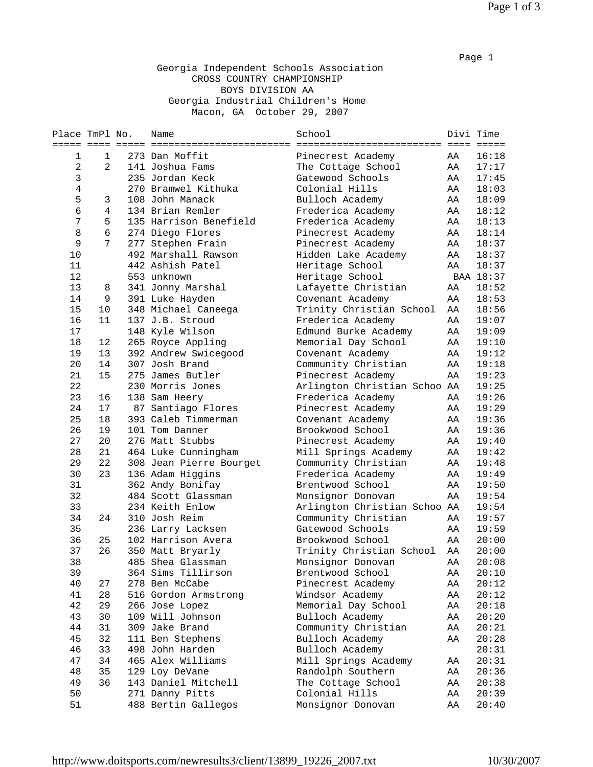Georgia Independent Schools Association
CROSS COUNTRY CHAMPIONSHIP
BOYS DIVISION AA
Georgia Industrial Children's Home
Macon, GA October 29, 2007

| Place | TmPl | No. | Name | School | Divi | Time |
|---|---|---|---|---|---|---|
| 1 | 1 | 273 | Dan Moffit | Pinecrest Academy | AA | 16:18 |
| 2 | 2 | 141 | Joshua Fams | The Cottage School | AA | 17:17 |
| 3 | | 235 | Jordan Keck | Gatewood Schools | AA | 17:45 |
| 4 | | 270 | Bramwel Kithuka | Colonial Hills | AA | 18:03 |
| 5 | 3 | 108 | John Manack | Bulloch Academy | AA | 18:09 |
| 6 | 4 | 134 | Brian Remler | Frederica Academy | AA | 18:12 |
| 7 | 5 | 135 | Harrison Benefield | Frederica Academy | AA | 18:13 |
| 8 | 6 | 274 | Diego Flores | Pinecrest Academy | AA | 18:14 |
| 9 | 7 | 277 | Stephen Frain | Pinecrest Academy | AA | 18:37 |
| 10 | | 492 | Marshall Rawson | Hidden Lake Academy | AA | 18:37 |
| 11 | | 442 | Ashish Patel | Heritage School | AA | 18:37 |
| 12 | | 553 | unknown | Heritage School | BAA | 18:37 |
| 13 | 8 | 341 | Jonny Marshal | Lafayette Christian | AA | 18:52 |
| 14 | 9 | 391 | Luke Hayden | Covenant Academy | AA | 18:53 |
| 15 | 10 | 348 | Michael Caneega | Trinity Christian School | AA | 18:56 |
| 16 | 11 | 137 | J.B. Stroud | Frederica Academy | AA | 19:07 |
| 17 | | 148 | Kyle Wilson | Edmund Burke Academy | AA | 19:09 |
| 18 | 12 | 265 | Royce Appling | Memorial Day School | AA | 19:10 |
| 19 | 13 | 392 | Andrew Swicegood | Covenant Academy | AA | 19:12 |
| 20 | 14 | 307 | Josh Brand | Community Christian | AA | 19:18 |
| 21 | 15 | 275 | James Butler | Pinecrest Academy | AA | 19:23 |
| 22 | | 230 | Morris Jones | Arlington Christian Schoo | AA | 19:25 |
| 23 | 16 | 138 | Sam Heery | Frederica Academy | AA | 19:26 |
| 24 | 17 | 87 | Santiago Flores | Pinecrest Academy | AA | 19:29 |
| 25 | 18 | 393 | Caleb Timmerman | Covenant Academy | AA | 19:36 |
| 26 | 19 | 101 | Tom Danner | Brookwood School | AA | 19:36 |
| 27 | 20 | 276 | Matt Stubbs | Pinecrest Academy | AA | 19:40 |
| 28 | 21 | 464 | Luke Cunningham | Mill Springs Academy | AA | 19:42 |
| 29 | 22 | 308 | Jean Pierre Bourget | Community Christian | AA | 19:48 |
| 30 | 23 | 136 | Adam Higgins | Frederica Academy | AA | 19:49 |
| 31 | | 362 | Andy Bonifay | Brentwood School | AA | 19:50 |
| 32 | | 484 | Scott Glassman | Monsignor Donovan | AA | 19:54 |
| 33 | | 234 | Keith Enlow | Arlington Christian Schoo | AA | 19:54 |
| 34 | 24 | 310 | Josh Reim | Community Christian | AA | 19:57 |
| 35 | | 236 | Larry Lacksen | Gatewood Schools | AA | 19:59 |
| 36 | 25 | 102 | Harrison Avera | Brookwood School | AA | 20:00 |
| 37 | 26 | 350 | Matt Bryarly | Trinity Christian School | AA | 20:00 |
| 38 | | 485 | Shea Glassman | Monsignor Donovan | AA | 20:08 |
| 39 | | 364 | Sims Tillirson | Brentwood School | AA | 20:10 |
| 40 | 27 | 278 | Ben McCabe | Pinecrest Academy | AA | 20:12 |
| 41 | 28 | 516 | Gordon Armstrong | Windsor Academy | AA | 20:12 |
| 42 | 29 | 266 | Jose Lopez | Memorial Day School | AA | 20:18 |
| 43 | 30 | 109 | Will Johnson | Bulloch Academy | AA | 20:20 |
| 44 | 31 | 309 | Jake Brand | Community Christian | AA | 20:21 |
| 45 | 32 | 111 | Ben Stephens | Bulloch Academy | AA | 20:28 |
| 46 | 33 | 498 | John Harden | Bulloch Academy | | 20:31 |
| 47 | 34 | 465 | Alex Williams | Mill Springs Academy | AA | 20:31 |
| 48 | 35 | 129 | Loy DeVane | Randolph Southern | AA | 20:36 |
| 49 | 36 | 143 | Daniel Mitchell | The Cottage School | AA | 20:38 |
| 50 | | 271 | Danny Pitts | Colonial Hills | AA | 20:39 |
| 51 | | 488 | Bertin Gallegos | Monsignor Donovan | AA | 20:40 |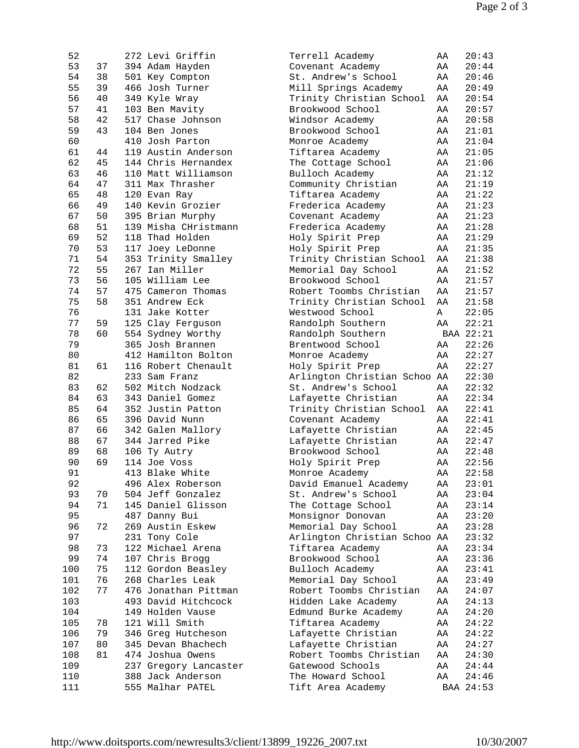| Place | Team Place | No. | Name | School | Class | Time |
|---|---|---|---|---|---|---|
| 52 | | 272 | Levi Griffin | Terrell Academy | AA | 20:43 |
| 53 | 37 | 394 | Adam Hayden | Covenant Academy | AA | 20:44 |
| 54 | 38 | 501 | Key Compton | St. Andrew's School | AA | 20:46 |
| 55 | 39 | 466 | Josh Turner | Mill Springs Academy | AA | 20:49 |
| 56 | 40 | 349 | Kyle Wray | Trinity Christian School | AA | 20:54 |
| 57 | 41 | 103 | Ben Mavity | Brookwood School | AA | 20:57 |
| 58 | 42 | 517 | Chase Johnson | Windsor Academy | AA | 20:58 |
| 59 | 43 | 104 | Ben Jones | Brookwood School | AA | 21:01 |
| 60 | | 410 | Josh Parton | Monroe Academy | AA | 21:04 |
| 61 | 44 | 119 | Austin Anderson | Tiftarea Academy | AA | 21:05 |
| 62 | 45 | 144 | Chris Hernandex | The Cottage School | AA | 21:06 |
| 63 | 46 | 110 | Matt Williamson | Bulloch Academy | AA | 21:12 |
| 64 | 47 | 311 | Max Thrasher | Community Christian | AA | 21:19 |
| 65 | 48 | 120 | Evan Ray | Tiftarea Academy | AA | 21:22 |
| 66 | 49 | 140 | Kevin Grozier | Frederica Academy | AA | 21:23 |
| 67 | 50 | 395 | Brian Murphy | Covenant Academy | AA | 21:23 |
| 68 | 51 | 139 | Misha CHristmann | Frederica Academy | AA | 21:28 |
| 69 | 52 | 118 | Thad Holden | Holy Spirit Prep | AA | 21:29 |
| 70 | 53 | 117 | Joey LeDonne | Holy Spirit Prep | AA | 21:35 |
| 71 | 54 | 353 | Trinity Smalley | Trinity Christian School | AA | 21:38 |
| 72 | 55 | 267 | Ian Miller | Memorial Day School | AA | 21:52 |
| 73 | 56 | 105 | William Lee | Brookwood School | AA | 21:57 |
| 74 | 57 | 475 | Cameron Thomas | Robert Toombs Christian | AA | 21:57 |
| 75 | 58 | 351 | Andrew Eck | Trinity Christian School | AA | 21:58 |
| 76 | | 131 | Jake Kotter | Westwood School | A | 22:05 |
| 77 | 59 | 125 | Clay Ferguson | Randolph Southern | AA | 22:21 |
| 78 | 60 | 554 | Sydney Worthy | Randolph Southern | BAA | 22:21 |
| 79 | | 365 | Josh Brannen | Brentwood School | AA | 22:26 |
| 80 | | 412 | Hamilton Bolton | Monroe Academy | AA | 22:27 |
| 81 | 61 | 116 | Robert Chenault | Holy Spirit Prep | AA | 22:27 |
| 82 | | 233 | Sam Franz | Arlington Christian Schoo | AA | 22:30 |
| 83 | 62 | 502 | Mitch Nodzack | St. Andrew's School | AA | 22:32 |
| 84 | 63 | 343 | Daniel Gomez | Lafayette Christian | AA | 22:34 |
| 85 | 64 | 352 | Justin Patton | Trinity Christian School | AA | 22:41 |
| 86 | 65 | 396 | David Nunn | Covenant Academy | AA | 22:41 |
| 87 | 66 | 342 | Galen Mallory | Lafayette Christian | AA | 22:45 |
| 88 | 67 | 344 | Jarred Pike | Lafayette Christian | AA | 22:47 |
| 89 | 68 | 106 | Ty Autry | Brookwood School | AA | 22:48 |
| 90 | 69 | 114 | Joe Voss | Holy Spirit Prep | AA | 22:56 |
| 91 | | 413 | Blake White | Monroe Academy | AA | 22:58 |
| 92 | | 496 | Alex Roberson | David Emanuel Academy | AA | 23:01 |
| 93 | 70 | 504 | Jeff Gonzalez | St. Andrew's School | AA | 23:04 |
| 94 | 71 | 145 | Daniel Glisson | The Cottage School | AA | 23:14 |
| 95 | | 487 | Danny Bui | Monsignor Donovan | AA | 23:20 |
| 96 | 72 | 269 | Austin Eskew | Memorial Day School | AA | 23:28 |
| 97 | | 231 | Tony Cole | Arlington Christian Schoo | AA | 23:32 |
| 98 | 73 | 122 | Michael Arena | Tiftarea Academy | AA | 23:34 |
| 99 | 74 | 107 | Chris Brogg | Brookwood School | AA | 23:36 |
| 100 | 75 | 112 | Gordon Beasley | Bulloch Academy | AA | 23:41 |
| 101 | 76 | 268 | Charles Leak | Memorial Day School | AA | 23:49 |
| 102 | 77 | 476 | Jonathan Pittman | Robert Toombs Christian | AA | 24:07 |
| 103 | | 493 | David Hitchcock | Hidden Lake Academy | AA | 24:13 |
| 104 | | 149 | Holden Vause | Edmund Burke Academy | AA | 24:20 |
| 105 | 78 | 121 | Will Smith | Tiftarea Academy | AA | 24:22 |
| 106 | 79 | 346 | Greg Hutcheson | Lafayette Christian | AA | 24:22 |
| 107 | 80 | 345 | Devan Bhachech | Lafayette Christian | AA | 24:27 |
| 108 | 81 | 474 | Joshua Owens | Robert Toombs Christian | AA | 24:30 |
| 109 | | 237 | Gregory Lancaster | Gatewood Schools | AA | 24:44 |
| 110 | | 388 | Jack Anderson | The Howard School | AA | 24:46 |
| 111 | | 555 | Malhar PATEL | Tift Area Academy | BAA | 24:53 |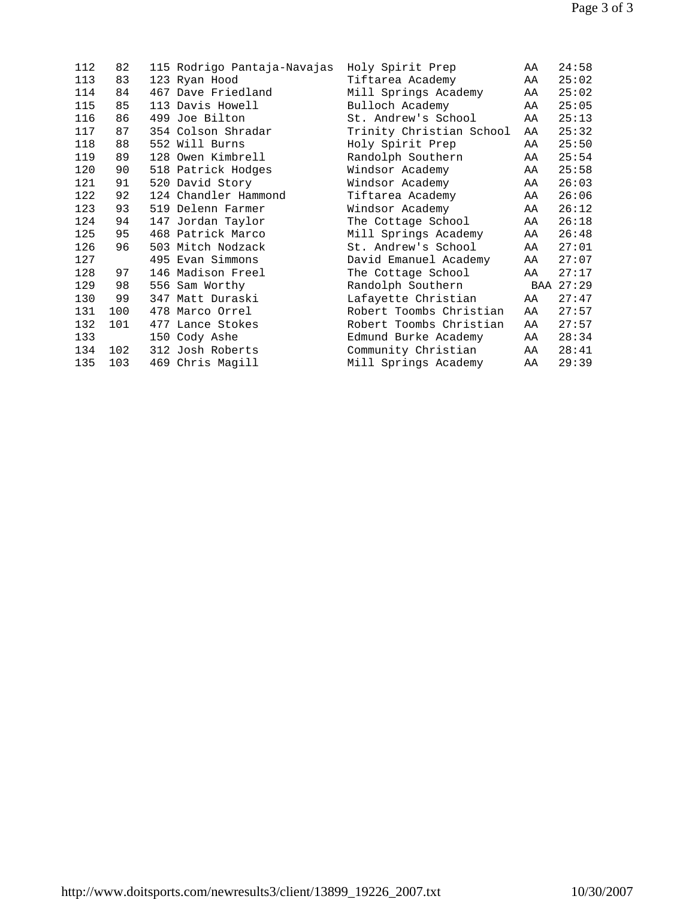```
112   82   115 Rodrigo Pantaja-Navajas  Holy Spirit Prep         AA   24:58
113   83   123 Ryan Hood                Tiftarea Academy         AA   25:02
114   84   467 Dave Friedland           Mill Springs Academy     AA   25:02
115   85   113 Davis Howell             Bulloch Academy          AA   25:05
116   86   499 Joe Bilton               St. Andrew's School      AA   25:13
117   87   354 Colson Shradar           Trinity Christian School AA   25:32
118   88   552 Will Burns               Holy Spirit Prep         AA   25:50
119   89   128 Owen Kimbrell            Randolph Southern        AA   25:54
120   90   518 Patrick Hodges           Windsor Academy          AA   25:58
121   91   520 David Story              Windsor Academy          AA   26:03
122   92   124 Chandler Hammond         Tiftarea Academy         AA   26:06
123   93   519 Delenn Farmer            Windsor Academy          AA   26:12
124   94   147 Jordan Taylor            The Cottage School       AA   26:18
125   95   468 Patrick Marco            Mill Springs Academy     AA   26:48
126   96   503 Mitch Nodzack            St. Andrew's School      AA   27:01
127        495 Evan Simmons             David Emanuel Academy    AA   27:07
128   97   146 Madison Freel            The Cottage School       AA   27:17
129   98   556 Sam Worthy               Randolph Southern         BAA 27:29
130   99   347 Matt Duraski             Lafayette Christian      AA   27:47
131  100   478 Marco Orrel              Robert Toombs Christian  AA   27:57
132  101   477 Lance Stokes             Robert Toombs Christian  AA   27:57
133        150 Cody Ashe                Edmund Burke Academy     AA   28:34
134  102   312 Josh Roberts             Community Christian      AA   28:41
135  103   469 Chris Magill             Mill Springs Academy     AA   29:39
```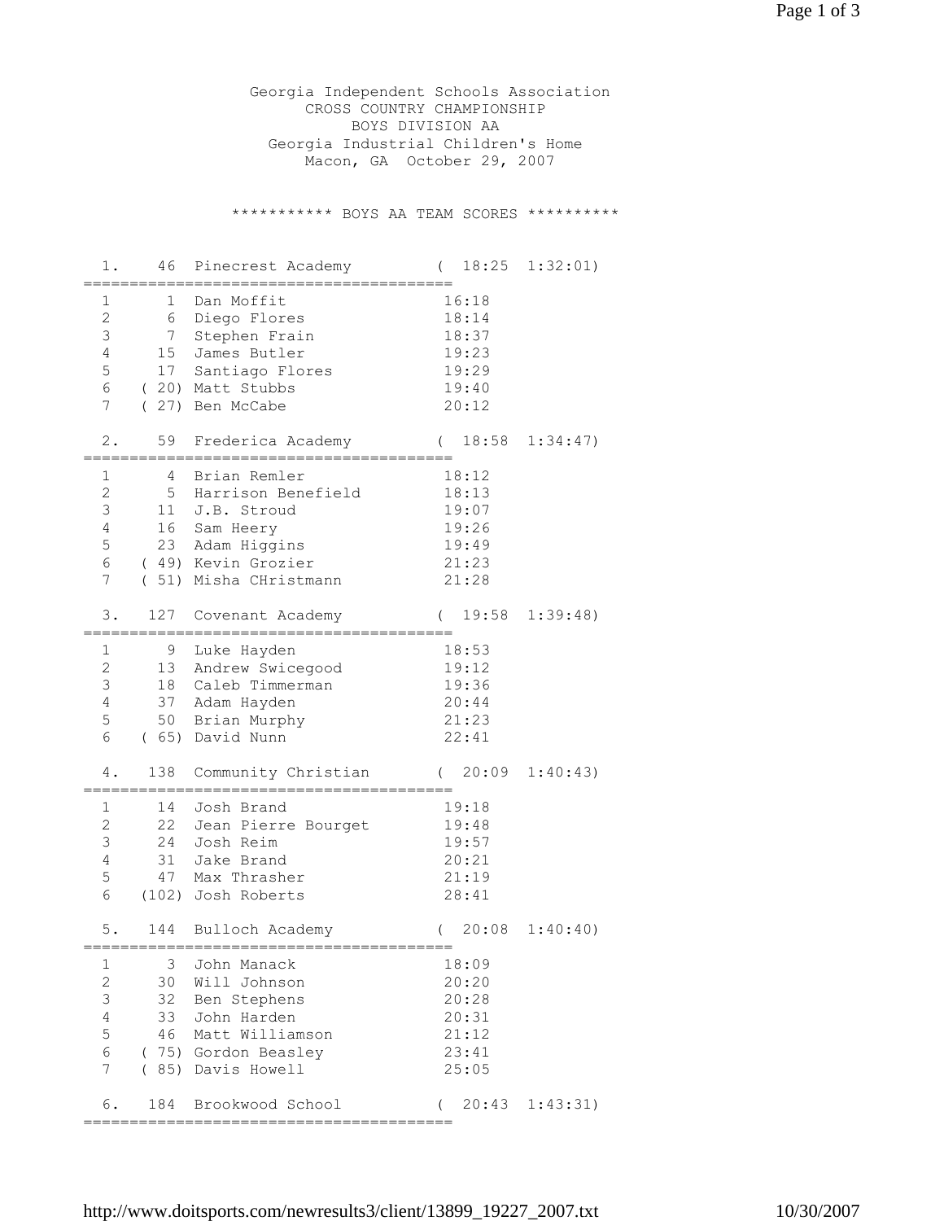Georgia Independent Schools Association
CROSS COUNTRY CHAMPIONSHIP
BOYS DIVISION AA
Georgia Industrial Children's Home
Macon, GA October 29, 2007

## *********** BOYS AA TEAM SCORES **********

### 1. 46 Pinecrest Academy ( 18:25 1:32:01)

| | Place | Name | Time |
|---|---|---|---|
| 1 | 1 | Dan Moffit | 16:18 |
| 2 | 6 | Diego Flores | 18:14 |
| 3 | 7 | Stephen Frain | 18:37 |
| 4 | 15 | James Butler | 19:23 |
| 5 | 17 | Santiago Flores | 19:29 |
| 6 | ( 20) | Matt Stubbs | 19:40 |
| 7 | ( 27) | Ben McCabe | 20:12 |

### 2. 59 Frederica Academy ( 18:58 1:34:47)

| | Place | Name | Time |
|---|---|---|---|
| 1 | 4 | Brian Remler | 18:12 |
| 2 | 5 | Harrison Benefield | 18:13 |
| 3 | 11 | J.B. Stroud | 19:07 |
| 4 | 16 | Sam Heery | 19:26 |
| 5 | 23 | Adam Higgins | 19:49 |
| 6 | ( 49) | Kevin Grozier | 21:23 |
| 7 | ( 51) | Misha CHristmann | 21:28 |

### 3. 127 Covenant Academy ( 19:58 1:39:48)

| | Place | Name | Time |
|---|---|---|---|
| 1 | 9 | Luke Hayden | 18:53 |
| 2 | 13 | Andrew Swicegood | 19:12 |
| 3 | 18 | Caleb Timmerman | 19:36 |
| 4 | 37 | Adam Hayden | 20:44 |
| 5 | 50 | Brian Murphy | 21:23 |
| 6 | ( 65) | David Nunn | 22:41 |

### 4. 138 Community Christian ( 20:09 1:40:43)

| | Place | Name | Time |
|---|---|---|---|
| 1 | 14 | Josh Brand | 19:18 |
| 2 | 22 | Jean Pierre Bourget | 19:48 |
| 3 | 24 | Josh Reim | 19:57 |
| 4 | 31 | Jake Brand | 20:21 |
| 5 | 47 | Max Thrasher | 21:19 |
| 6 | (102) | Josh Roberts | 28:41 |

### 5. 144 Bulloch Academy ( 20:08 1:40:40)

| | Place | Name | Time |
|---|---|---|---|
| 1 | 3 | John Manack | 18:09 |
| 2 | 30 | Will Johnson | 20:20 |
| 3 | 32 | Ben Stephens | 20:28 |
| 4 | 33 | John Harden | 20:31 |
| 5 | 46 | Matt Williamson | 21:12 |
| 6 | ( 75) | Gordon Beasley | 23:41 |
| 7 | ( 85) | Davis Howell | 25:05 |

### 6. 184 Brookwood School ( 20:43 1:43:31)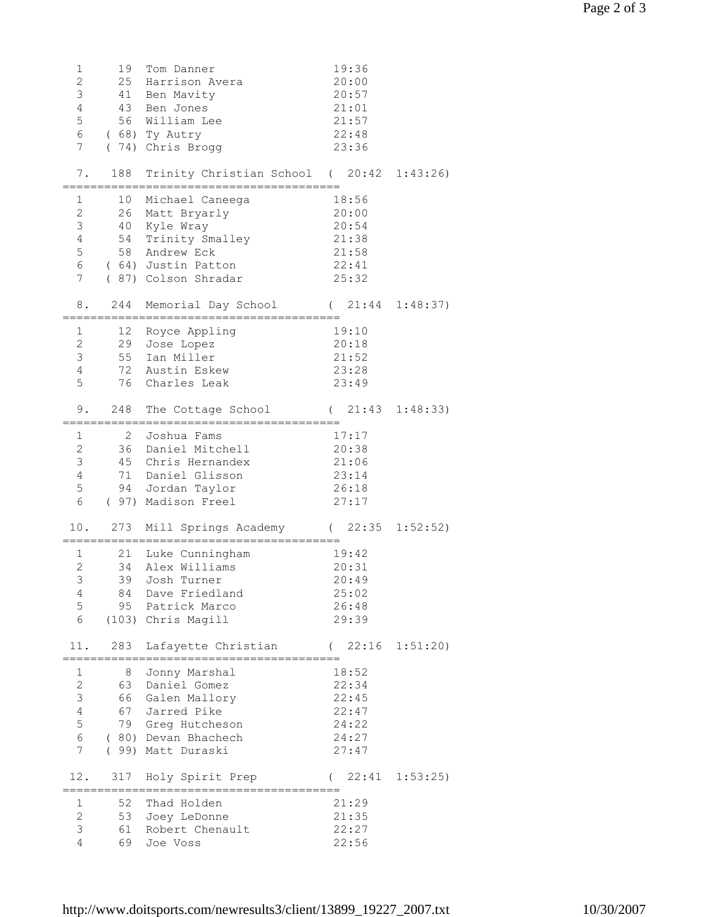```
  1     19  Tom Danner                  19:36
  2     25  Harrison Avera              20:00
  3     41  Ben Mavity                  20:57
  4     43  Ben Jones                   21:01
  5     56  William Lee                 21:57
  6   ( 68) Ty Autry                    22:48
  7   ( 74) Chris Brogg                 23:36

  7.   188  Trinity Christian School  (  20:42  1:43:26)
=========================================
  1     10  Michael Caneega             18:56
  2     26  Matt Bryarly                20:00
  3     40  Kyle Wray                   20:54
  4     54  Trinity Smalley             21:38
  5     58  Andrew Eck                  21:58
  6   ( 64) Justin Patton               22:41
  7   ( 87) Colson Shradar              25:32

  8.   244  Memorial Day School       (  21:44  1:48:37)
=========================================
  1     12  Royce Appling               19:10
  2     29  Jose Lopez                  20:18
  3     55  Ian Miller                  21:52
  4     72  Austin Eskew                23:28
  5     76  Charles Leak                23:49

  9.   248  The Cottage School        (  21:43  1:48:33)
=========================================
  1      2  Joshua Fams                 17:17
  2     36  Daniel Mitchell             20:38
  3     45  Chris Hernandex             21:06
  4     71  Daniel Glisson              23:14
  5     94  Jordan Taylor               26:18
  6   ( 97) Madison Freel               27:17

 10.   273  Mill Springs Academy      (  22:35  1:52:52)
=========================================
  1     21  Luke Cunningham             19:42
  2     34  Alex Williams               20:31
  3     39  Josh Turner                 20:49
  4     84  Dave Friedland              25:02
  5     95  Patrick Marco               26:48
  6   (103) Chris Magill                29:39

 11.   283  Lafayette Christian       (  22:16  1:51:20)
=========================================
  1      8  Jonny Marshal               18:52
  2     63  Daniel Gomez                22:34
  3     66  Galen Mallory               22:45
  4     67  Jarred Pike                 22:47
  5     79  Greg Hutcheson              24:22
  6   ( 80) Devan Bhachech              24:27
  7   ( 99) Matt Duraski                27:47

 12.   317  Holy Spirit Prep          (  22:41  1:53:25)
=========================================
  1     52  Thad Holden                 21:29
  2     53  Joey LeDonne                21:35
  3     61  Robert Chenault             22:27
  4     69  Joe Voss                    22:56
```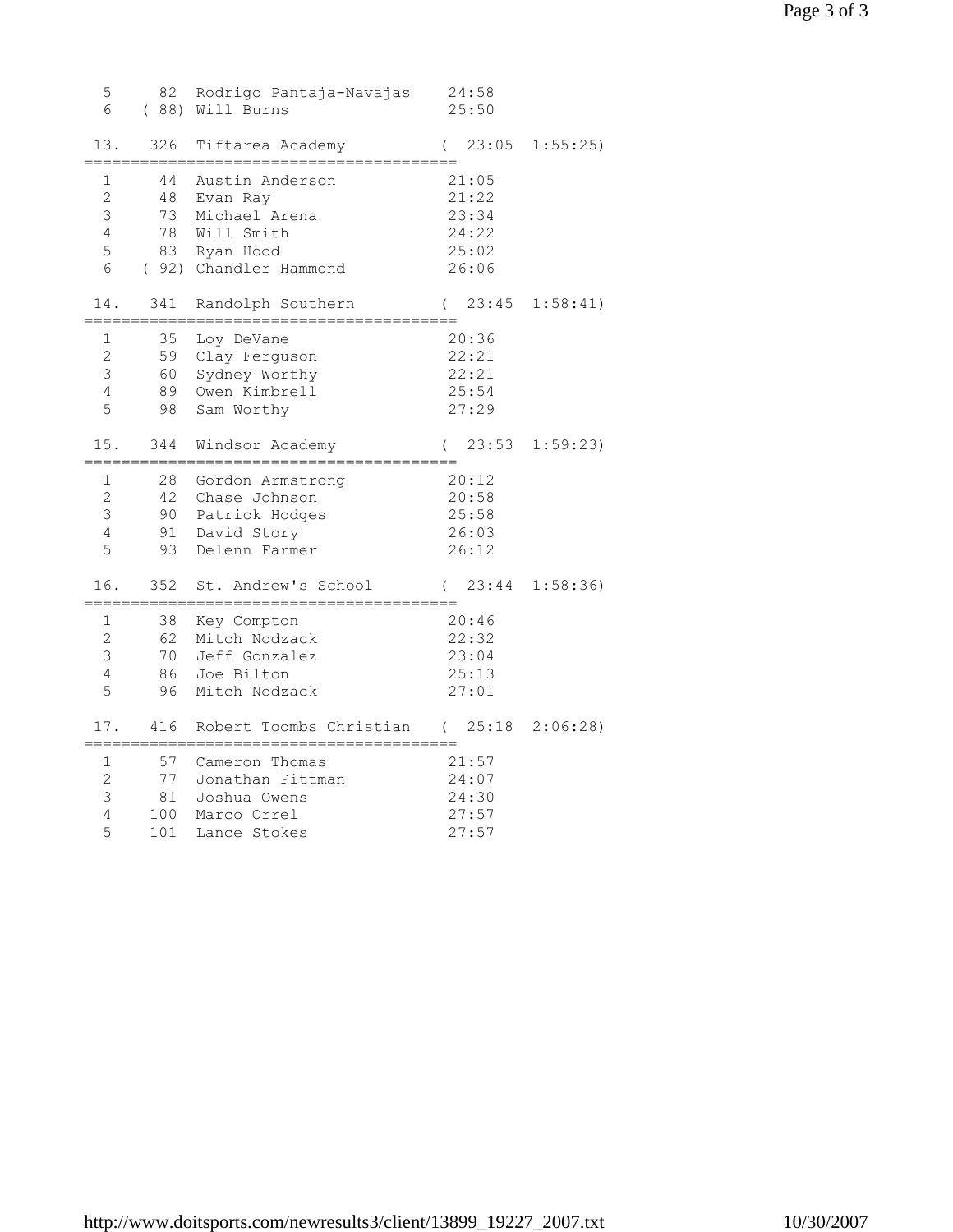```
  5     82  Rodrigo Pantaja-Navajas    24:58
  6   ( 88) Will Burns                 25:50

 13.   326  Tiftarea Academy          (  23:05  1:55:25)
========================================
  1     44  Austin Anderson            21:05
  2     48  Evan Ray                   21:22
  3     73  Michael Arena              23:34
  4     78  Will Smith                 24:22
  5     83  Ryan Hood                  25:02
  6   ( 92) Chandler Hammond           26:06

 14.   341  Randolph Southern         (  23:45  1:58:41)
========================================
  1     35  Loy DeVane                 20:36
  2     59  Clay Ferguson              22:21
  3     60  Sydney Worthy              22:21
  4     89  Owen Kimbrell              25:54
  5     98  Sam Worthy                 27:29

 15.   344  Windsor Academy           (  23:53  1:59:23)
========================================
  1     28  Gordon Armstrong           20:12
  2     42  Chase Johnson              20:58
  3     90  Patrick Hodges             25:58
  4     91  David Story                26:03
  5     93  Delenn Farmer              26:12

 16.   352  St. Andrew's School       (  23:44  1:58:36)
========================================
  1     38  Key Compton                20:46
  2     62  Mitch Nodzack              22:32
  3     70  Jeff Gonzalez              23:04
  4     86  Joe Bilton                 25:13
  5     96  Mitch Nodzack              27:01

 17.   416  Robert Toombs Christian   (  25:18  2:06:28)
========================================
  1     57  Cameron Thomas             21:57
  2     77  Jonathan Pittman           24:07
  3     81  Joshua Owens               24:30
  4    100  Marco Orrel                27:57
  5    101  Lance Stokes               27:57
```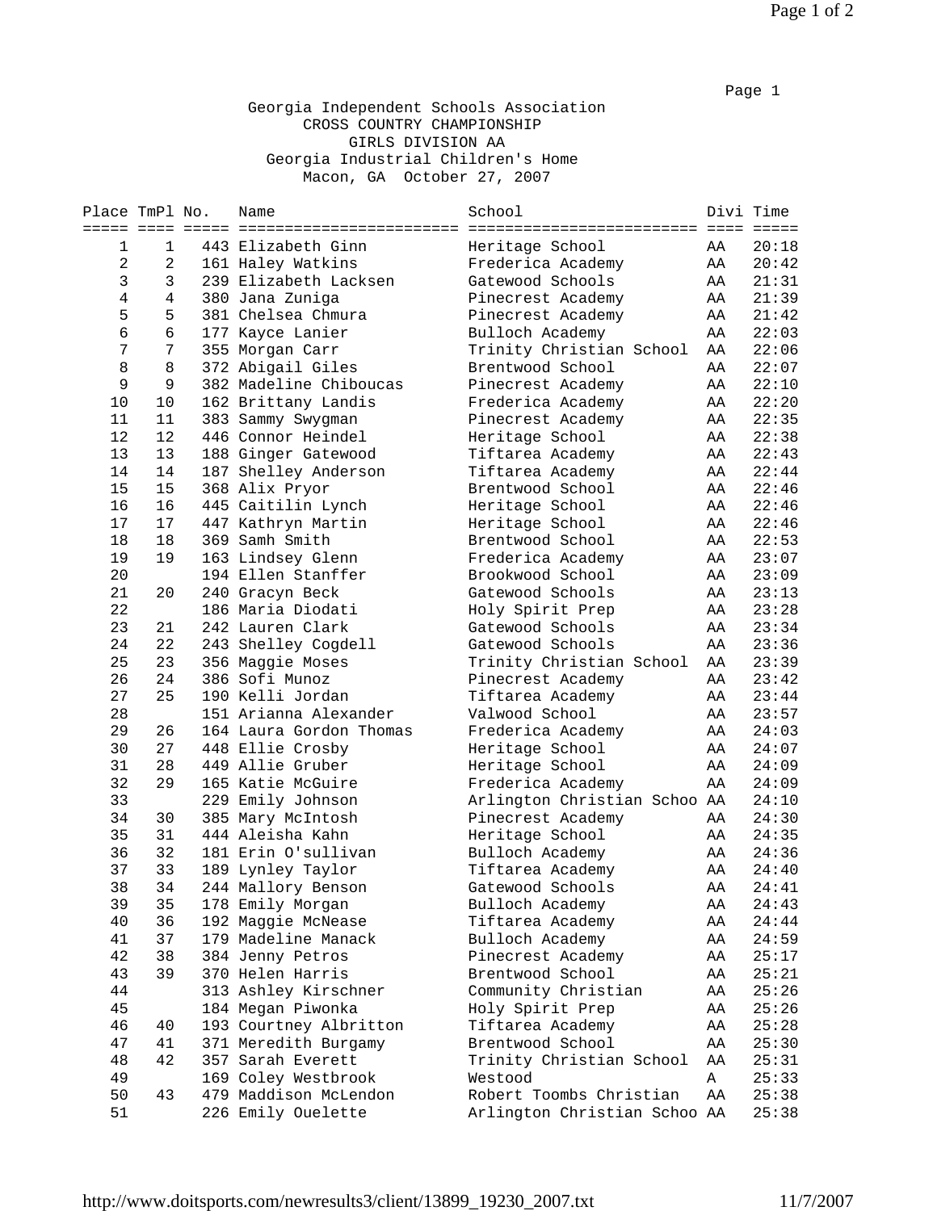Georgia Independent Schools Association
CROSS COUNTRY CHAMPIONSHIP
GIRLS DIVISION AA
Georgia Industrial Children's Home
Macon, GA October 27, 2007

| Place | TmPl | No. | Name | School | Divi | Time |
|---|---|---|---|---|---|---|
| 1 | 1 | 443 | Elizabeth Ginn | Heritage School | AA | 20:18 |
| 2 | 2 | 161 | Haley Watkins | Frederica Academy | AA | 20:42 |
| 3 | 3 | 239 | Elizabeth Lacksen | Gatewood Schools | AA | 21:31 |
| 4 | 4 | 380 | Jana Zuniga | Pinecrest Academy | AA | 21:39 |
| 5 | 5 | 381 | Chelsea Chmura | Pinecrest Academy | AA | 21:42 |
| 6 | 6 | 177 | Kayce Lanier | Bulloch Academy | AA | 22:03 |
| 7 | 7 | 355 | Morgan Carr | Trinity Christian School | AA | 22:06 |
| 8 | 8 | 372 | Abigail Giles | Brentwood School | AA | 22:07 |
| 9 | 9 | 382 | Madeline Chiboucas | Pinecrest Academy | AA | 22:10 |
| 10 | 10 | 162 | Brittany Landis | Frederica Academy | AA | 22:20 |
| 11 | 11 | 383 | Sammy Swygman | Pinecrest Academy | AA | 22:35 |
| 12 | 12 | 446 | Connor Heindel | Heritage School | AA | 22:38 |
| 13 | 13 | 188 | Ginger Gatewood | Tiftarea Academy | AA | 22:43 |
| 14 | 14 | 187 | Shelley Anderson | Tiftarea Academy | AA | 22:44 |
| 15 | 15 | 368 | Alix Pryor | Brentwood School | AA | 22:46 |
| 16 | 16 | 445 | Caitilin Lynch | Heritage School | AA | 22:46 |
| 17 | 17 | 447 | Kathryn Martin | Heritage School | AA | 22:46 |
| 18 | 18 | 369 | Samh Smith | Brentwood School | AA | 22:53 |
| 19 | 19 | 163 | Lindsey Glenn | Frederica Academy | AA | 23:07 |
| 20 | | 194 | Ellen Stanffer | Brookwood School | AA | 23:09 |
| 21 | 20 | 240 | Gracyn Beck | Gatewood Schools | AA | 23:13 |
| 22 | | 186 | Maria Diodati | Holy Spirit Prep | AA | 23:28 |
| 23 | 21 | 242 | Lauren Clark | Gatewood Schools | AA | 23:34 |
| 24 | 22 | 243 | Shelley Cogdell | Gatewood Schools | AA | 23:36 |
| 25 | 23 | 356 | Maggie Moses | Trinity Christian School | AA | 23:39 |
| 26 | 24 | 386 | Sofi Munoz | Pinecrest Academy | AA | 23:42 |
| 27 | 25 | 190 | Kelli Jordan | Tiftarea Academy | AA | 23:44 |
| 28 | | 151 | Arianna Alexander | Valwood School | AA | 23:57 |
| 29 | 26 | 164 | Laura Gordon Thomas | Frederica Academy | AA | 24:03 |
| 30 | 27 | 448 | Ellie Crosby | Heritage School | AA | 24:07 |
| 31 | 28 | 449 | Allie Gruber | Heritage School | AA | 24:09 |
| 32 | 29 | 165 | Katie McGuire | Frederica Academy | AA | 24:09 |
| 33 | | 229 | Emily Johnson | Arlington Christian Schoo | AA | 24:10 |
| 34 | 30 | 385 | Mary McIntosh | Pinecrest Academy | AA | 24:30 |
| 35 | 31 | 444 | Aleisha Kahn | Heritage School | AA | 24:35 |
| 36 | 32 | 181 | Erin O'sullivan | Bulloch Academy | AA | 24:36 |
| 37 | 33 | 189 | Lynley Taylor | Tiftarea Academy | AA | 24:40 |
| 38 | 34 | 244 | Mallory Benson | Gatewood Schools | AA | 24:41 |
| 39 | 35 | 178 | Emily Morgan | Bulloch Academy | AA | 24:43 |
| 40 | 36 | 192 | Maggie McNease | Tiftarea Academy | AA | 24:44 |
| 41 | 37 | 179 | Madeline Manack | Bulloch Academy | AA | 24:59 |
| 42 | 38 | 384 | Jenny Petros | Pinecrest Academy | AA | 25:17 |
| 43 | 39 | 370 | Helen Harris | Brentwood School | AA | 25:21 |
| 44 | | 313 | Ashley Kirschner | Community Christian | AA | 25:26 |
| 45 | | 184 | Megan Piwonka | Holy Spirit Prep | AA | 25:26 |
| 46 | 40 | 193 | Courtney Albritton | Tiftarea Academy | AA | 25:28 |
| 47 | 41 | 371 | Meredith Burgamy | Brentwood School | AA | 25:30 |
| 48 | 42 | 357 | Sarah Everett | Trinity Christian School | AA | 25:31 |
| 49 | | 169 | Coley Westbrook | Westood | A | 25:33 |
| 50 | 43 | 479 | Maddison McLendon | Robert Toombs Christian | AA | 25:38 |
| 51 | | 226 | Emily Ouelette | Arlington Christian Schoo | AA | 25:38 |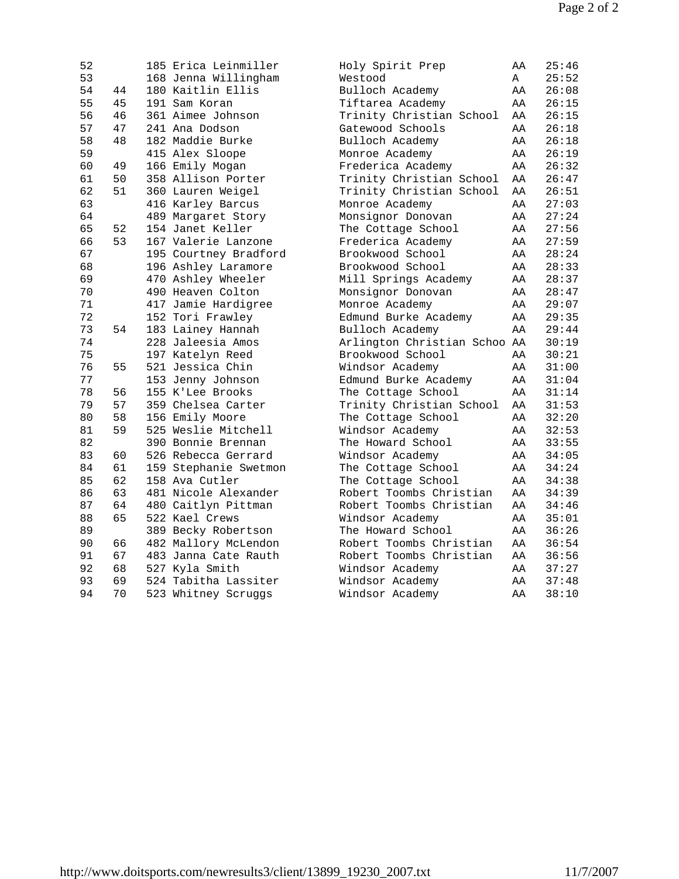| | | | | | | |
|---|---|---|---|---|---|---|
| 52 | | 185 | Erica Leinmiller | Holy Spirit Prep | AA | 25:46 |
| 53 | | 168 | Jenna Willingham | Westood | A | 25:52 |
| 54 | 44 | 180 | Kaitlin Ellis | Bulloch Academy | AA | 26:08 |
| 55 | 45 | 191 | Sam Koran | Tiftarea Academy | AA | 26:15 |
| 56 | 46 | 361 | Aimee Johnson | Trinity Christian School | AA | 26:15 |
| 57 | 47 | 241 | Ana Dodson | Gatewood Schools | AA | 26:18 |
| 58 | 48 | 182 | Maddie Burke | Bulloch Academy | AA | 26:18 |
| 59 | | 415 | Alex Sloope | Monroe Academy | AA | 26:19 |
| 60 | 49 | 166 | Emily Mogan | Frederica Academy | AA | 26:32 |
| 61 | 50 | 358 | Allison Porter | Trinity Christian School | AA | 26:47 |
| 62 | 51 | 360 | Lauren Weigel | Trinity Christian School | AA | 26:51 |
| 63 | | 416 | Karley Barcus | Monroe Academy | AA | 27:03 |
| 64 | | 489 | Margaret Story | Monsignor Donovan | AA | 27:24 |
| 65 | 52 | 154 | Janet Keller | The Cottage School | AA | 27:56 |
| 66 | 53 | 167 | Valerie Lanzone | Frederica Academy | AA | 27:59 |
| 67 | | 195 | Courtney Bradford | Brookwood School | AA | 28:24 |
| 68 | | 196 | Ashley Laramore | Brookwood School | AA | 28:33 |
| 69 | | 470 | Ashley Wheeler | Mill Springs Academy | AA | 28:37 |
| 70 | | 490 | Heaven Colton | Monsignor Donovan | AA | 28:47 |
| 71 | | 417 | Jamie Hardigree | Monroe Academy | AA | 29:07 |
| 72 | | 152 | Tori Frawley | Edmund Burke Academy | AA | 29:35 |
| 73 | 54 | 183 | Lainey Hannah | Bulloch Academy | AA | 29:44 |
| 74 | | 228 | Jaleesia Amos | Arlington Christian Schoo | AA | 30:19 |
| 75 | | 197 | Katelyn Reed | Brookwood School | AA | 30:21 |
| 76 | 55 | 521 | Jessica Chin | Windsor Academy | AA | 31:00 |
| 77 | | 153 | Jenny Johnson | Edmund Burke Academy | AA | 31:04 |
| 78 | 56 | 155 | K'Lee Brooks | The Cottage School | AA | 31:14 |
| 79 | 57 | 359 | Chelsea Carter | Trinity Christian School | AA | 31:53 |
| 80 | 58 | 156 | Emily Moore | The Cottage School | AA | 32:20 |
| 81 | 59 | 525 | Weslie Mitchell | Windsor Academy | AA | 32:53 |
| 82 | | 390 | Bonnie Brennan | The Howard School | AA | 33:55 |
| 83 | 60 | 526 | Rebecca Gerrard | Windsor Academy | AA | 34:05 |
| 84 | 61 | 159 | Stephanie Swetmon | The Cottage School | AA | 34:24 |
| 85 | 62 | 158 | Ava Cutler | The Cottage School | AA | 34:38 |
| 86 | 63 | 481 | Nicole Alexander | Robert Toombs Christian | AA | 34:39 |
| 87 | 64 | 480 | Caitlyn Pittman | Robert Toombs Christian | AA | 34:46 |
| 88 | 65 | 522 | Kael Crews | Windsor Academy | AA | 35:01 |
| 89 | | 389 | Becky Robertson | The Howard School | AA | 36:26 |
| 90 | 66 | 482 | Mallory McLendon | Robert Toombs Christian | AA | 36:54 |
| 91 | 67 | 483 | Janna Cate Rauth | Robert Toombs Christian | AA | 36:56 |
| 92 | 68 | 527 | Kyla Smith | Windsor Academy | AA | 37:27 |
| 93 | 69 | 524 | Tabitha Lassiter | Windsor Academy | AA | 37:48 |
| 94 | 70 | 523 | Whitney Scruggs | Windsor Academy | AA | 38:10 |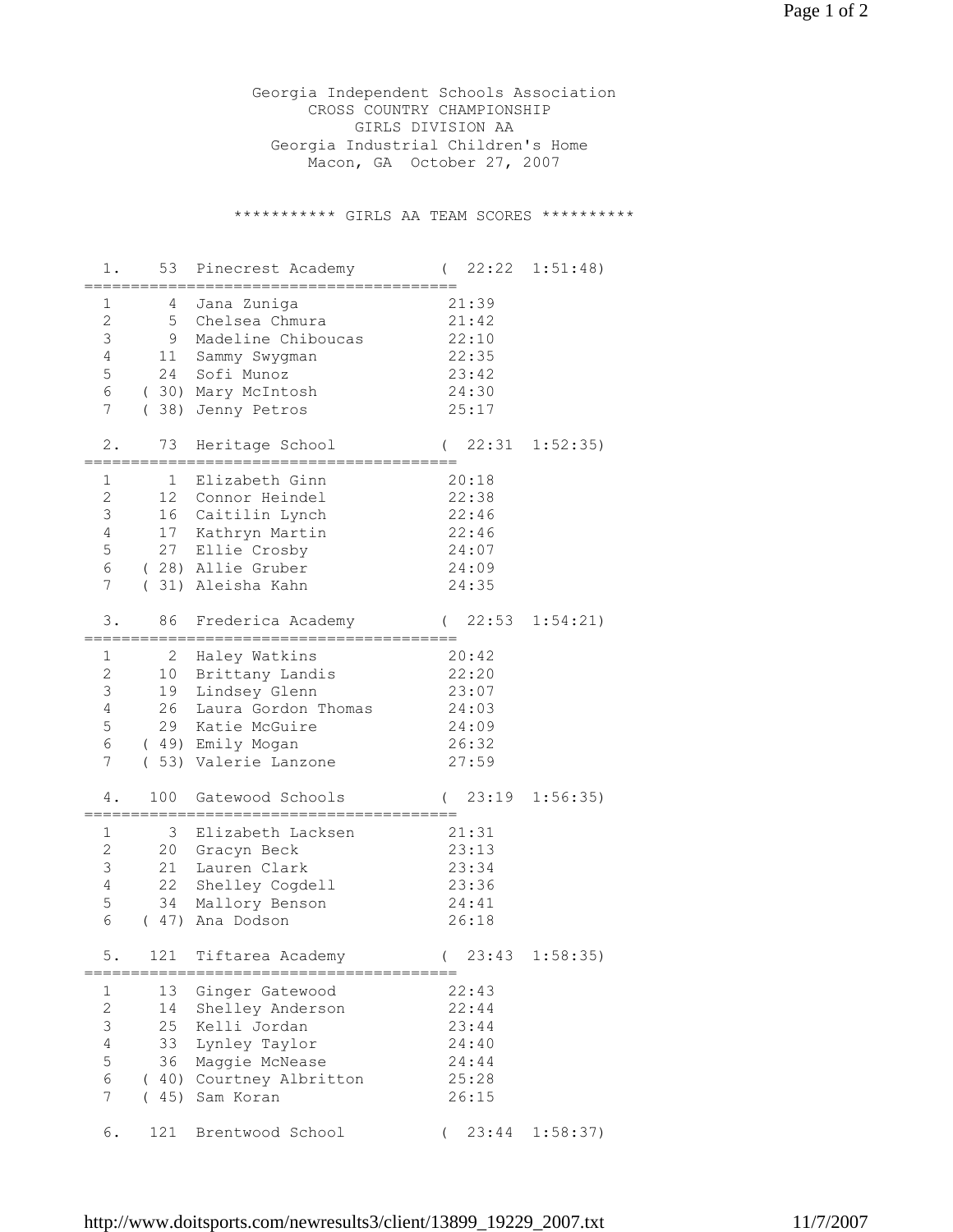Georgia Independent Schools Association
CROSS COUNTRY CHAMPIONSHIP
GIRLS DIVISION AA
Georgia Industrial Children's Home
Macon, GA October 27, 2007

*********** GIRLS AA TEAM SCORES **********

```
  1.    53  Pinecrest Academy         (  22:22  1:51:48)
=========================================
  1      4  Jana Zuniga              21:39
  2      5  Chelsea Chmura           21:42
  3      9  Madeline Chiboucas       22:10
  4     11  Sammy Swygman            22:35
  5     24  Sofi Munoz               23:42
  6   ( 30) Mary McIntosh            24:30
  7   ( 38) Jenny Petros             25:17

  2.    73  Heritage School           (  22:31  1:52:35)
=========================================
  1      1  Elizabeth Ginn           20:18
  2     12  Connor Heindel           22:38
  3     16  Caitilin Lynch           22:46
  4     17  Kathryn Martin           22:46
  5     27  Ellie Crosby             24:07
  6   ( 28) Allie Gruber             24:09
  7   ( 31) Aleisha Kahn             24:35

  3.    86  Frederica Academy         (  22:53  1:54:21)
=========================================
  1      2  Haley Watkins            20:42
  2     10  Brittany Landis          22:20
  3     19  Lindsey Glenn            23:07
  4     26  Laura Gordon Thomas      24:03
  5     29  Katie McGuire            24:09
  6   ( 49) Emily Mogan              26:32
  7   ( 53) Valerie Lanzone          27:59

  4.   100  Gatewood Schools          (  23:19  1:56:35)
=========================================
  1      3  Elizabeth Lacksen        21:31
  2     20  Gracyn Beck              23:13
  3     21  Lauren Clark             23:34
  4     22  Shelley Cogdell          23:36
  5     34  Mallory Benson           24:41
  6   ( 47) Ana Dodson               26:18

  5.   121  Tiftarea Academy          (  23:43  1:58:35)
=========================================
  1     13  Ginger Gatewood          22:43
  2     14  Shelley Anderson         22:44
  3     25  Kelli Jordan             23:44
  4     33  Lynley Taylor            24:40
  5     36  Maggie McNease           24:44
  6   ( 40) Courtney Albritton       25:28
  7   ( 45) Sam Koran                26:15

  6.   121  Brentwood School          (  23:44  1:58:37)
```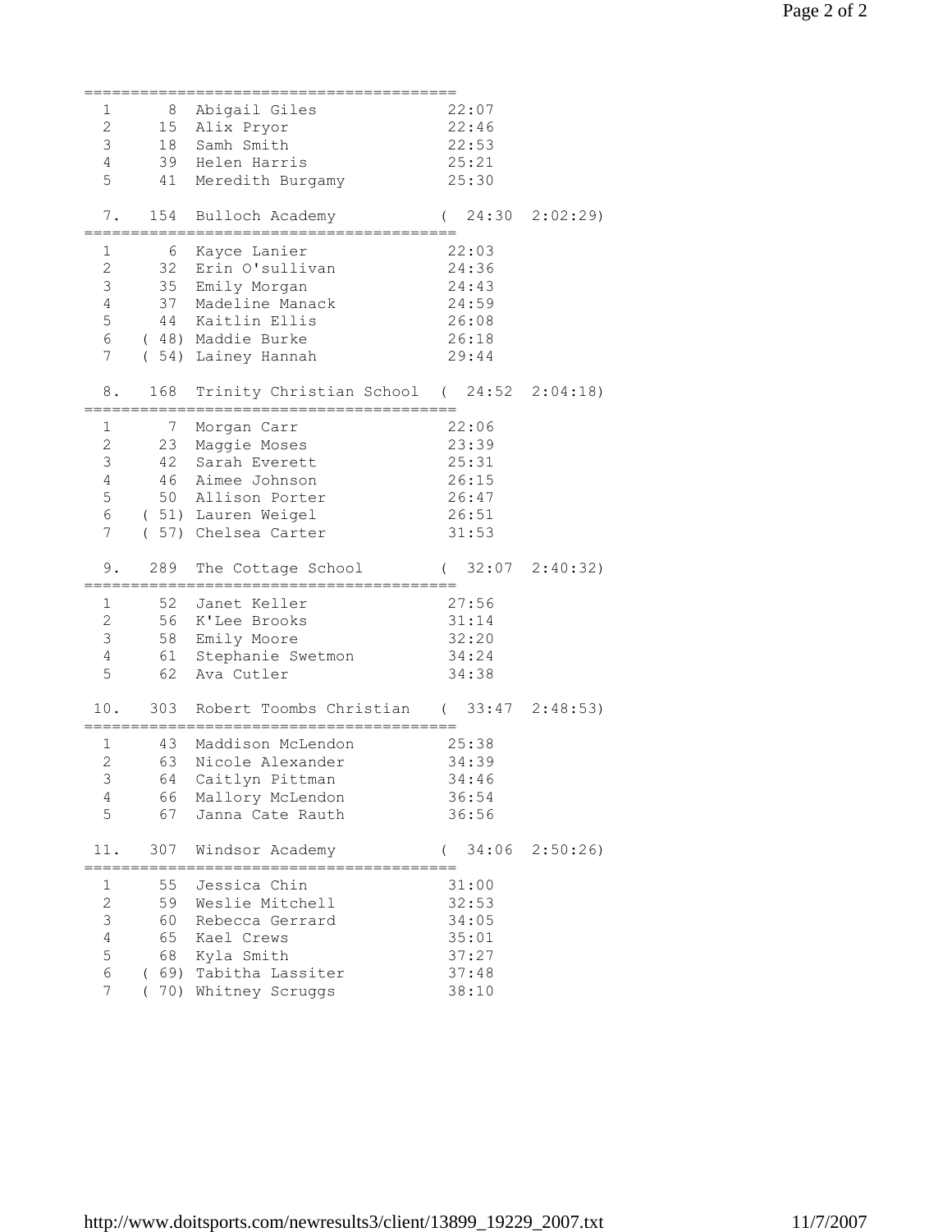```
=========================================
  1      8  Abigail Giles              22:07
  2     15  Alix Pryor                 22:46
  3     18  Samh Smith                 22:53
  4     39  Helen Harris               25:21
  5     41  Meredith Burgamy           25:30

  7.   154  Bulloch Academy           (  24:30  2:02:29)
=========================================
  1      6  Kayce Lanier               22:03
  2     32  Erin O'sullivan            24:36
  3     35  Emily Morgan               24:43
  4     37  Madeline Manack            24:59
  5     44  Kaitlin Ellis              26:08
  6   ( 48) Maddie Burke               26:18
  7   ( 54) Lainey Hannah              29:44

  8.   168  Trinity Christian School  (  24:52  2:04:18)
=========================================
  1      7  Morgan Carr                22:06
  2     23  Maggie Moses               23:39
  3     42  Sarah Everett              25:31
  4     46  Aimee Johnson              26:15
  5     50  Allison Porter             26:47
  6   ( 51) Lauren Weigel              26:51
  7   ( 57) Chelsea Carter             31:53

  9.   289  The Cottage School        (  32:07  2:40:32)
=========================================
  1     52  Janet Keller               27:56
  2     56  K'Lee Brooks               31:14
  3     58  Emily Moore                32:20
  4     61  Stephanie Swetmon          34:24
  5     62  Ava Cutler                 34:38

 10.   303  Robert Toombs Christian   (  33:47  2:48:53)
=========================================
  1     43  Maddison McLendon          25:38
  2     63  Nicole Alexander           34:39
  3     64  Caitlyn Pittman            34:46
  4     66  Mallory McLendon           36:54
  5     67  Janna Cate Rauth           36:56

 11.   307  Windsor Academy           (  34:06  2:50:26)
=========================================
  1     55  Jessica Chin               31:00
  2     59  Weslie Mitchell            32:53
  3     60  Rebecca Gerrard            34:05
  4     65  Kael Crews                 35:01
  5     68  Kyla Smith                 37:27
  6   ( 69) Tabitha Lassiter           37:48
  7   ( 70) Whitney Scruggs            38:10
```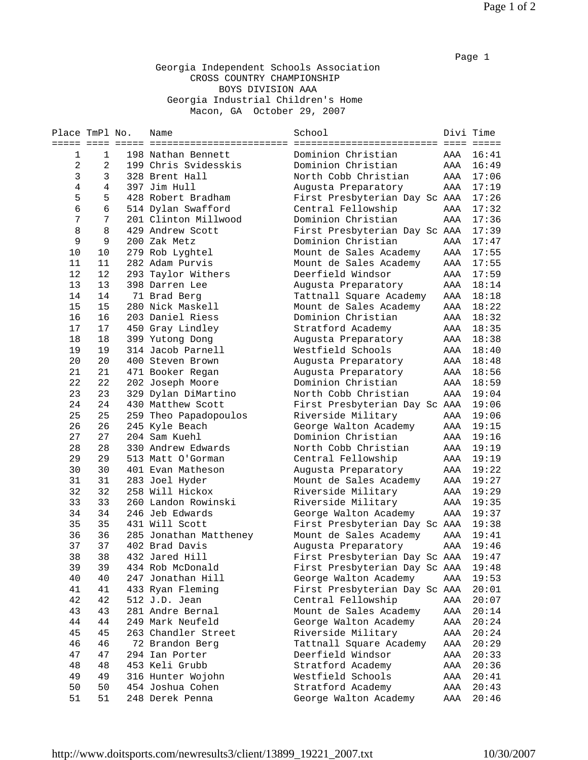Georgia Independent Schools Association
CROSS COUNTRY CHAMPIONSHIP
BOYS DIVISION AAA
Georgia Industrial Children's Home
Macon, GA October 29, 2007

| Place | TmPl | No. | Name | School | Divi | Time |
|---|---|---|---|---|---|---|
| 1 | 1 | 198 | Nathan Bennett | Dominion Christian | AAA | 16:41 |
| 2 | 2 | 199 | Chris Svidesskis | Dominion Christian | AAA | 16:49 |
| 3 | 3 | 328 | Brent Hall | North Cobb Christian | AAA | 17:06 |
| 4 | 4 | 397 | Jim Hull | Augusta Preparatory | AAA | 17:19 |
| 5 | 5 | 428 | Robert Bradham | First Presbyterian Day Sc | AAA | 17:26 |
| 6 | 6 | 514 | Dylan Swafford | Central Fellowship | AAA | 17:32 |
| 7 | 7 | 201 | Clinton Millwood | Dominion Christian | AAA | 17:36 |
| 8 | 8 | 429 | Andrew Scott | First Presbyterian Day Sc | AAA | 17:39 |
| 9 | 9 | 200 | Zak Metz | Dominion Christian | AAA | 17:47 |
| 10 | 10 | 279 | Rob Lyghtel | Mount de Sales Academy | AAA | 17:55 |
| 11 | 11 | 282 | Adam Purvis | Mount de Sales Academy | AAA | 17:55 |
| 12 | 12 | 293 | Taylor Withers | Deerfield Windsor | AAA | 17:59 |
| 13 | 13 | 398 | Darren Lee | Augusta Preparatory | AAA | 18:14 |
| 14 | 14 | 71 | Brad Berg | Tattnall Square Academy | AAA | 18:18 |
| 15 | 15 | 280 | Nick Maskell | Mount de Sales Academy | AAA | 18:22 |
| 16 | 16 | 203 | Daniel Riess | Dominion Christian | AAA | 18:32 |
| 17 | 17 | 450 | Gray Lindley | Stratford Academy | AAA | 18:35 |
| 18 | 18 | 399 | Yutong Dong | Augusta Preparatory | AAA | 18:38 |
| 19 | 19 | 314 | Jacob Parnell | Westfield Schools | AAA | 18:40 |
| 20 | 20 | 400 | Steven Brown | Augusta Preparatory | AAA | 18:48 |
| 21 | 21 | 471 | Booker Regan | Augusta Preparatory | AAA | 18:56 |
| 22 | 22 | 202 | Joseph Moore | Dominion Christian | AAA | 18:59 |
| 23 | 23 | 329 | Dylan DiMartino | North Cobb Christian | AAA | 19:04 |
| 24 | 24 | 430 | Matthew Scott | First Presbyterian Day Sc | AAA | 19:06 |
| 25 | 25 | 259 | Theo Papadopoulos | Riverside Military | AAA | 19:06 |
| 26 | 26 | 245 | Kyle Beach | George Walton Academy | AAA | 19:15 |
| 27 | 27 | 204 | Sam Kuehl | Dominion Christian | AAA | 19:16 |
| 28 | 28 | 330 | Andrew Edwards | North Cobb Christian | AAA | 19:19 |
| 29 | 29 | 513 | Matt O'Gorman | Central Fellowship | AAA | 19:19 |
| 30 | 30 | 401 | Evan Matheson | Augusta Preparatory | AAA | 19:22 |
| 31 | 31 | 283 | Joel Hyder | Mount de Sales Academy | AAA | 19:27 |
| 32 | 32 | 258 | Will Hickox | Riverside Military | AAA | 19:29 |
| 33 | 33 | 260 | Landon Rowinski | Riverside Military | AAA | 19:35 |
| 34 | 34 | 246 | Jeb Edwards | George Walton Academy | AAA | 19:37 |
| 35 | 35 | 431 | Will Scott | First Presbyterian Day Sc | AAA | 19:38 |
| 36 | 36 | 285 | Jonathan Mattheney | Mount de Sales Academy | AAA | 19:41 |
| 37 | 37 | 402 | Brad Davis | Augusta Preparatory | AAA | 19:46 |
| 38 | 38 | 432 | Jared Hill | First Presbyterian Day Sc | AAA | 19:47 |
| 39 | 39 | 434 | Rob McDonald | First Presbyterian Day Sc | AAA | 19:48 |
| 40 | 40 | 247 | Jonathan Hill | George Walton Academy | AAA | 19:53 |
| 41 | 41 | 433 | Ryan Fleming | First Presbyterian Day Sc | AAA | 20:01 |
| 42 | 42 | 512 | J.D. Jean | Central Fellowship | AAA | 20:07 |
| 43 | 43 | 281 | Andre Bernal | Mount de Sales Academy | AAA | 20:14 |
| 44 | 44 | 249 | Mark Neufeld | George Walton Academy | AAA | 20:24 |
| 45 | 45 | 263 | Chandler Street | Riverside Military | AAA | 20:24 |
| 46 | 46 | 72 | Brandon Berg | Tattnall Square Academy | AAA | 20:29 |
| 47 | 47 | 294 | Ian Porter | Deerfield Windsor | AAA | 20:33 |
| 48 | 48 | 453 | Keli Grubb | Stratford Academy | AAA | 20:36 |
| 49 | 49 | 316 | Hunter Wojohn | Westfield Schools | AAA | 20:41 |
| 50 | 50 | 454 | Joshua Cohen | Stratford Academy | AAA | 20:43 |
| 51 | 51 | 248 | Derek Penna | George Walton Academy | AAA | 20:46 |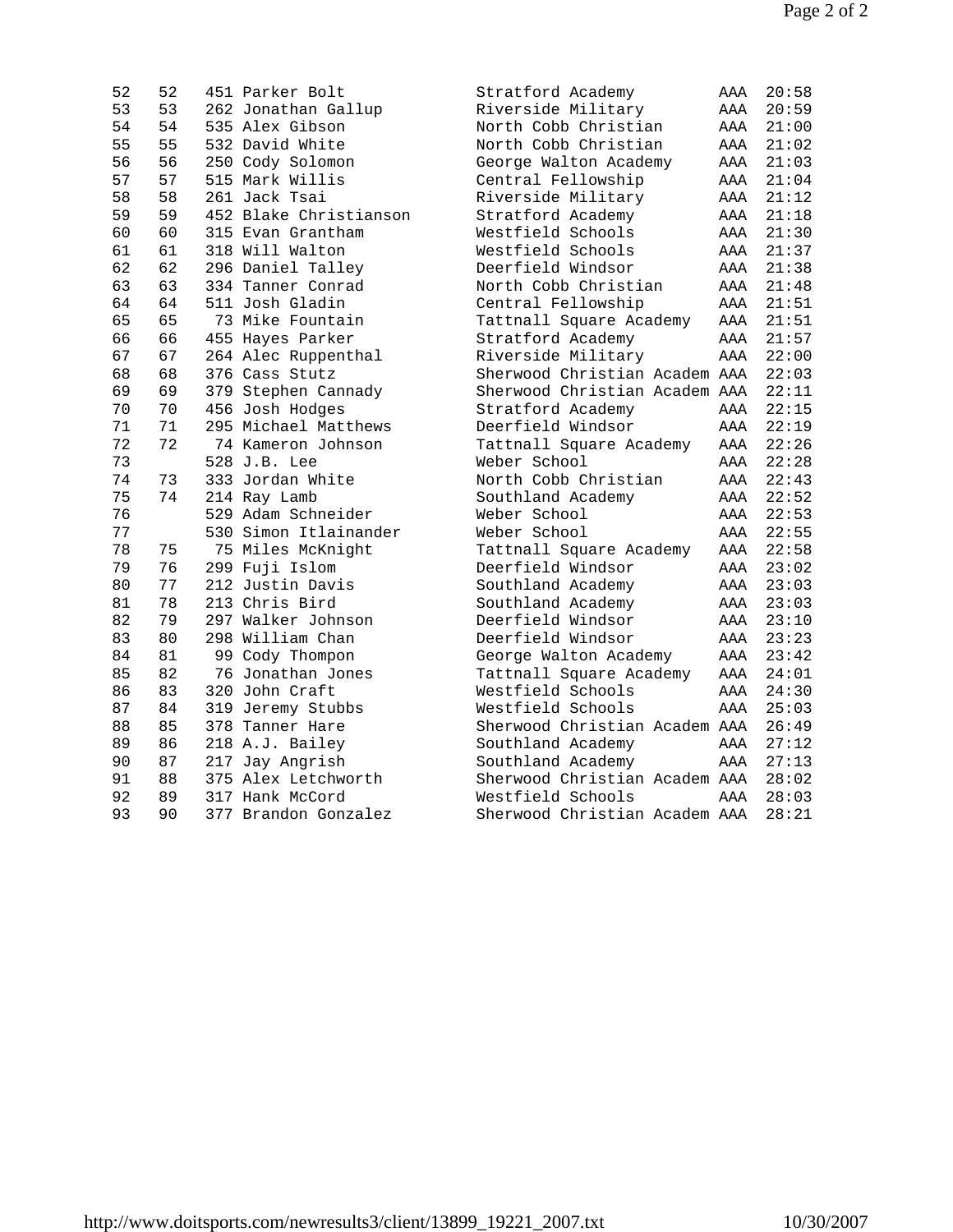| | | | | | | |
|---|---|---|---|---|---|---|
| 52 | 52 | 451 | Parker Bolt | Stratford Academy | AAA | 20:58 |
| 53 | 53 | 262 | Jonathan Gallup | Riverside Military | AAA | 20:59 |
| 54 | 54 | 535 | Alex Gibson | North Cobb Christian | AAA | 21:00 |
| 55 | 55 | 532 | David White | North Cobb Christian | AAA | 21:02 |
| 56 | 56 | 250 | Cody Solomon | George Walton Academy | AAA | 21:03 |
| 57 | 57 | 515 | Mark Willis | Central Fellowship | AAA | 21:04 |
| 58 | 58 | 261 | Jack Tsai | Riverside Military | AAA | 21:12 |
| 59 | 59 | 452 | Blake Christianson | Stratford Academy | AAA | 21:18 |
| 60 | 60 | 315 | Evan Grantham | Westfield Schools | AAA | 21:30 |
| 61 | 61 | 318 | Will Walton | Westfield Schools | AAA | 21:37 |
| 62 | 62 | 296 | Daniel Talley | Deerfield Windsor | AAA | 21:38 |
| 63 | 63 | 334 | Tanner Conrad | North Cobb Christian | AAA | 21:48 |
| 64 | 64 | 511 | Josh Gladin | Central Fellowship | AAA | 21:51 |
| 65 | 65 | 73 | Mike Fountain | Tattnall Square Academy | AAA | 21:51 |
| 66 | 66 | 455 | Hayes Parker | Stratford Academy | AAA | 21:57 |
| 67 | 67 | 264 | Alec Ruppenthal | Riverside Military | AAA | 22:00 |
| 68 | 68 | 376 | Cass Stutz | Sherwood Christian Academ | AAA | 22:03 |
| 69 | 69 | 379 | Stephen Cannady | Sherwood Christian Academ | AAA | 22:11 |
| 70 | 70 | 456 | Josh Hodges | Stratford Academy | AAA | 22:15 |
| 71 | 71 | 295 | Michael Matthews | Deerfield Windsor | AAA | 22:19 |
| 72 | 72 | 74 | Kameron Johnson | Tattnall Square Academy | AAA | 22:26 |
| 73 | | 528 | J.B. Lee | Weber School | AAA | 22:28 |
| 74 | 73 | 333 | Jordan White | North Cobb Christian | AAA | 22:43 |
| 75 | 74 | 214 | Ray Lamb | Southland Academy | AAA | 22:52 |
| 76 | | 529 | Adam Schneider | Weber School | AAA | 22:53 |
| 77 | | 530 | Simon Itlainander | Weber School | AAA | 22:55 |
| 78 | 75 | 75 | Miles McKnight | Tattnall Square Academy | AAA | 22:58 |
| 79 | 76 | 299 | Fuji Islom | Deerfield Windsor | AAA | 23:02 |
| 80 | 77 | 212 | Justin Davis | Southland Academy | AAA | 23:03 |
| 81 | 78 | 213 | Chris Bird | Southland Academy | AAA | 23:03 |
| 82 | 79 | 297 | Walker Johnson | Deerfield Windsor | AAA | 23:10 |
| 83 | 80 | 298 | William Chan | Deerfield Windsor | AAA | 23:23 |
| 84 | 81 | 99 | Cody Thompon | George Walton Academy | AAA | 23:42 |
| 85 | 82 | 76 | Jonathan Jones | Tattnall Square Academy | AAA | 24:01 |
| 86 | 83 | 320 | John Craft | Westfield Schools | AAA | 24:30 |
| 87 | 84 | 319 | Jeremy Stubbs | Westfield Schools | AAA | 25:03 |
| 88 | 85 | 378 | Tanner Hare | Sherwood Christian Academ | AAA | 26:49 |
| 89 | 86 | 218 | A.J. Bailey | Southland Academy | AAA | 27:12 |
| 90 | 87 | 217 | Jay Angrish | Southland Academy | AAA | 27:13 |
| 91 | 88 | 375 | Alex Letchworth | Sherwood Christian Academ | AAA | 28:02 |
| 92 | 89 | 317 | Hank McCord | Westfield Schools | AAA | 28:03 |
| 93 | 90 | 377 | Brandon Gonzalez | Sherwood Christian Academ | AAA | 28:21 |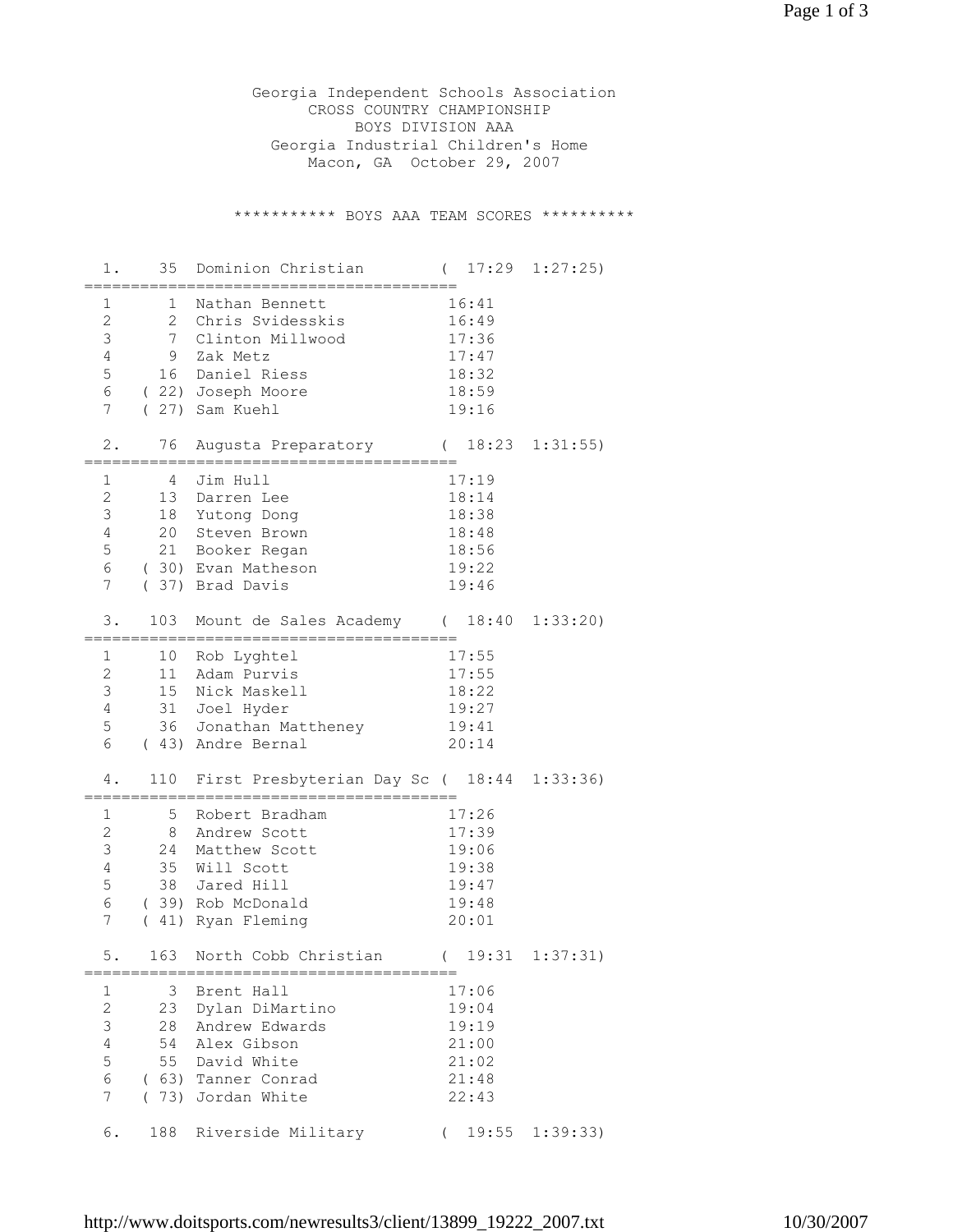Georgia Independent Schools Association
CROSS COUNTRY CHAMPIONSHIP
BOYS DIVISION AAA
Georgia Industrial Children's Home
Macon, GA October 29, 2007

```
*********** BOYS AAA TEAM SCORES **********


  1.    35  Dominion Christian        (  17:29  1:27:25)
=========================================
  1      1  Nathan Bennett            16:41
  2      2  Chris Svidesskis          16:49
  3      7  Clinton Millwood          17:36
  4      9  Zak Metz                  17:47
  5     16  Daniel Riess              18:32
  6   ( 22) Joseph Moore              18:59
  7   ( 27) Sam Kuehl                 19:16

  2.    76  Augusta Preparatory       (  18:23  1:31:55)
=========================================
  1      4  Jim Hull                  17:19
  2     13  Darren Lee                18:14
  3     18  Yutong Dong               18:38
  4     20  Steven Brown              18:48
  5     21  Booker Regan              18:56
  6   ( 30) Evan Matheson             19:22
  7   ( 37) Brad Davis                19:46

  3.   103  Mount de Sales Academy    (  18:40  1:33:20)
=========================================
  1     10  Rob Lyghtel               17:55
  2     11  Adam Purvis               17:55
  3     15  Nick Maskell              18:22
  4     31  Joel Hyder                19:27
  5     36  Jonathan Mattheney        19:41
  6   ( 43) Andre Bernal              20:14

  4.   110  First Presbyterian Day Sc (  18:44  1:33:36)
=========================================
  1      5  Robert Bradham            17:26
  2      8  Andrew Scott              17:39
  3     24  Matthew Scott             19:06
  4     35  Will Scott                19:38
  5     38  Jared Hill                19:47
  6   ( 39) Rob McDonald              19:48
  7   ( 41) Ryan Fleming              20:01

  5.   163  North Cobb Christian      (  19:31  1:37:31)
=========================================
  1      3  Brent Hall                17:06
  2     23  Dylan DiMartino           19:04
  3     28  Andrew Edwards            19:19
  4     54  Alex Gibson               21:00
  5     55  David White               21:02
  6   ( 63) Tanner Conrad             21:48
  7   ( 73) Jordan White              22:43

  6.   188  Riverside Military        (  19:55  1:39:33)
```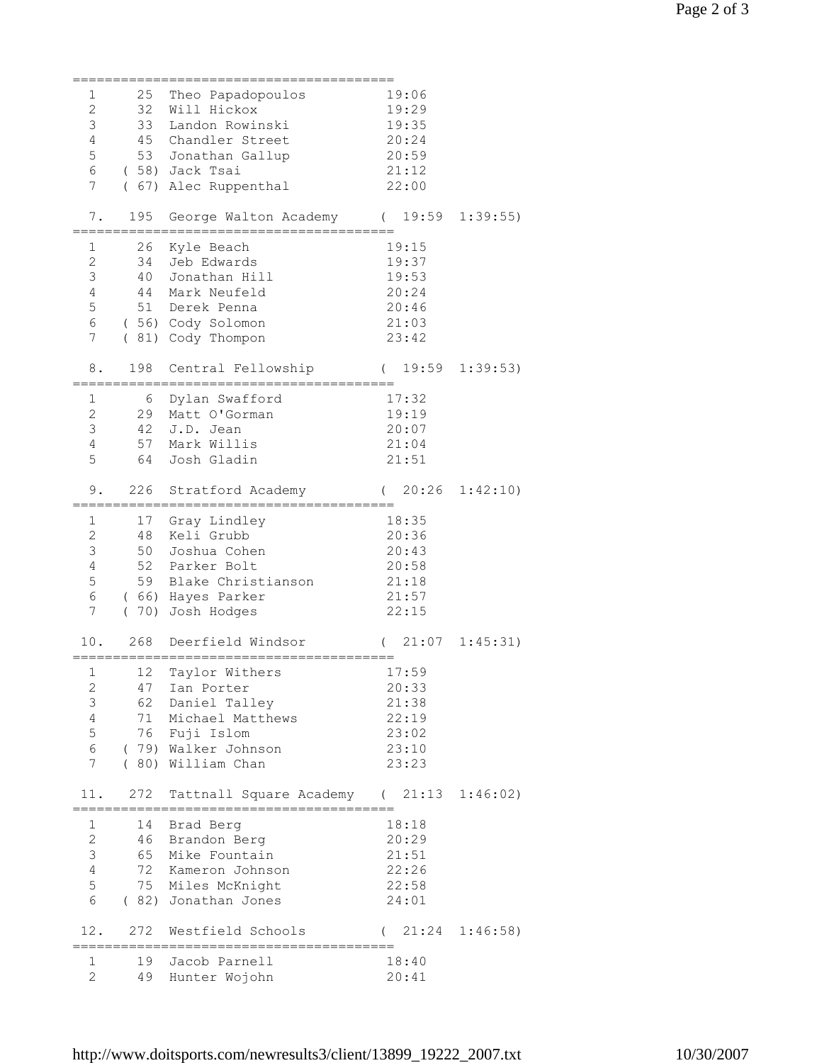```
=========================================
  1      25  Theo Papadopoulos          19:06
  2      32  Will Hickox                19:29
  3      33  Landon Rowinski            19:35
  4      45  Chandler Street            20:24
  5      53  Jonathan Gallup            20:59
  6    ( 58) Jack Tsai                  21:12
  7    ( 67) Alec Ruppenthal            22:00

  7.    195  George Walton Academy     (  19:59  1:39:55)
=========================================
  1      26  Kyle Beach                 19:15
  2      34  Jeb Edwards                19:37
  3      40  Jonathan Hill              19:53
  4      44  Mark Neufeld               20:24
  5      51  Derek Penna                20:46
  6    ( 56) Cody Solomon               21:03
  7    ( 81) Cody Thompon               23:42

  8.    198  Central Fellowship        (  19:59  1:39:53)
=========================================
  1       6  Dylan Swafford             17:32
  2      29  Matt O'Gorman              19:19
  3      42  J.D. Jean                  20:07
  4      57  Mark Willis                21:04
  5      64  Josh Gladin                21:51

  9.    226  Stratford Academy         (  20:26  1:42:10)
=========================================
  1      17  Gray Lindley               18:35
  2      48  Keli Grubb                 20:36
  3      50  Joshua Cohen               20:43
  4      52  Parker Bolt                20:58
  5      59  Blake Christianson         21:18
  6    ( 66) Hayes Parker               21:57
  7    ( 70) Josh Hodges                22:15

 10.    268  Deerfield Windsor         (  21:07  1:45:31)
=========================================
  1      12  Taylor Withers             17:59
  2      47  Ian Porter                 20:33
  3      62  Daniel Talley              21:38
  4      71  Michael Matthews           22:19
  5      76  Fuji Islom                 23:02
  6    ( 79) Walker Johnson             23:10
  7    ( 80) William Chan               23:23

 11.    272  Tattnall Square Academy   (  21:13  1:46:02)
=========================================
  1      14  Brad Berg                  18:18
  2      46  Brandon Berg               20:29
  3      65  Mike Fountain              21:51
  4      72  Kameron Johnson            22:26
  5      75  Miles McKnight             22:58
  6    ( 82) Jonathan Jones             24:01

 12.    272  Westfield Schools         (  21:24  1:46:58)
=========================================
  1      19  Jacob Parnell              18:40
  2      49  Hunter Wojohn              20:41
```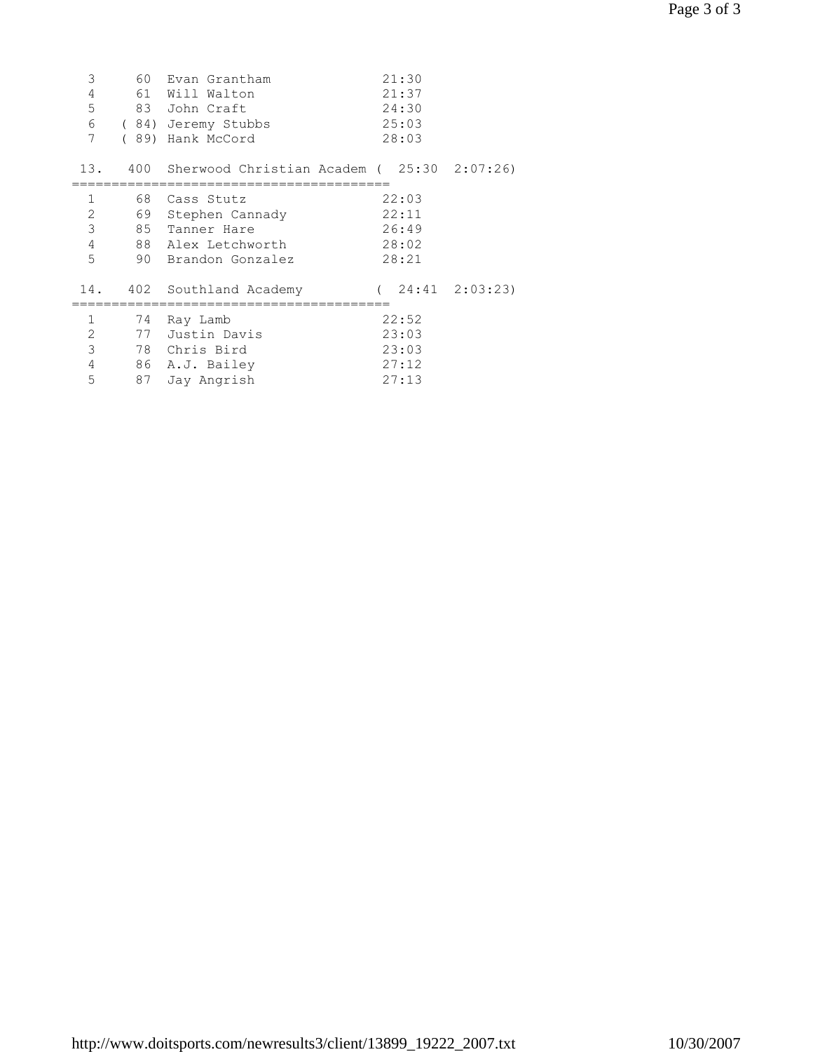```
  3      60  Evan Grantham              21:30
  4      61  Will Walton                21:37
  5      83  John Craft                 24:30
  6    ( 84) Jeremy Stubbs              25:03
  7    ( 89) Hank McCord                28:03

 13.   400  Sherwood Christian Academ (  25:30  2:07:26)
========================================
  1      68  Cass Stutz                 22:03
  2      69  Stephen Cannady            22:11
  3      85  Tanner Hare                26:49
  4      88  Alex Letchworth            28:02
  5      90  Brandon Gonzalez           28:21

 14.   402  Southland Academy         (  24:41  2:03:23)
========================================
  1      74  Ray Lamb                   22:52
  2      77  Justin Davis               23:03
  3      78  Chris Bird                 23:03
  4      86  A.J. Bailey                27:12
  5      87  Jay Angrish                27:13
```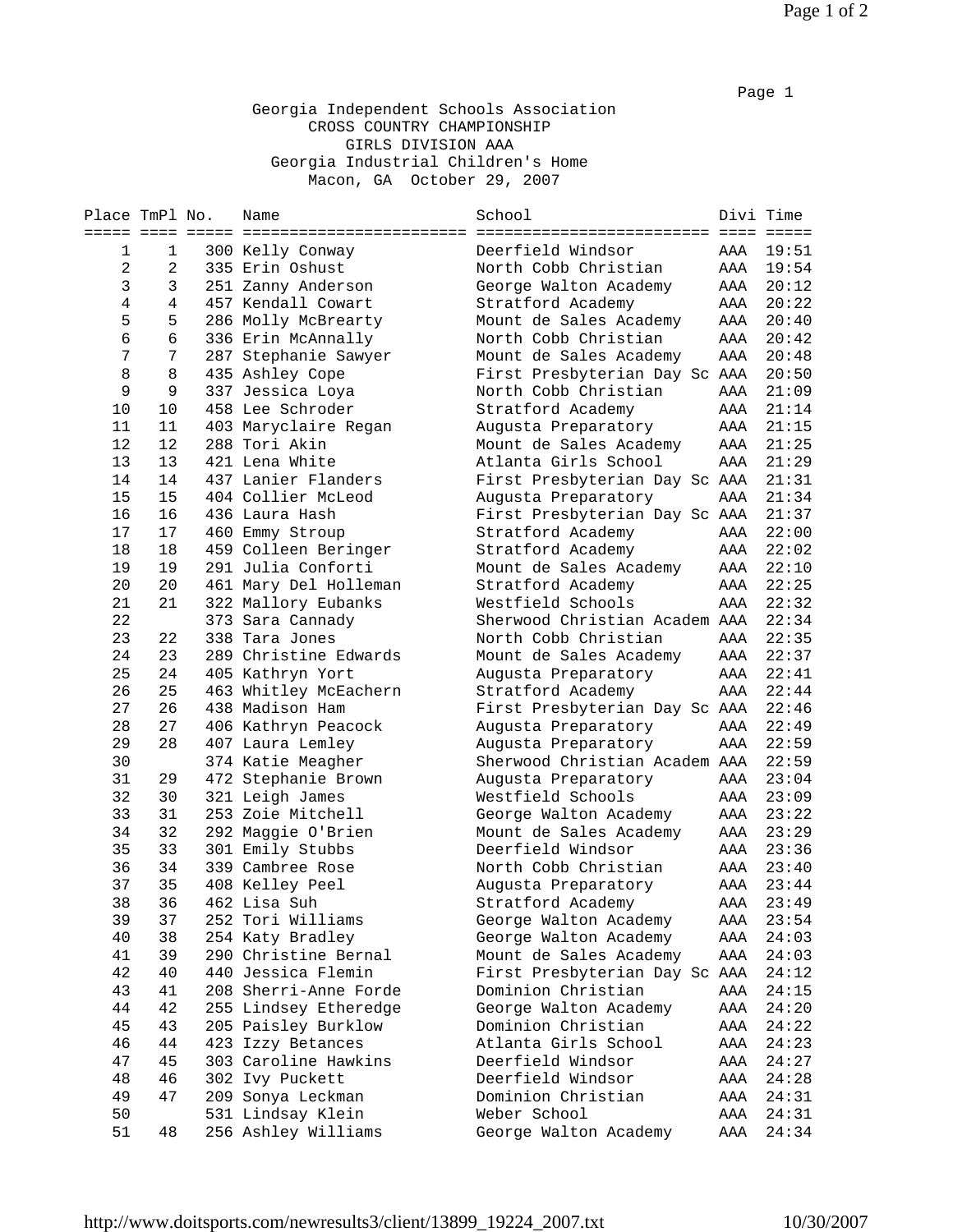Georgia Independent Schools Association
CROSS COUNTRY CHAMPIONSHIP
GIRLS DIVISION AAA
Georgia Industrial Children's Home
Macon, GA October 29, 2007

| Place | TmPl | No. | Name | School | Divi | Time |
|---|---|---|---|---|---|---|
| 1 | 1 | 300 | Kelly Conway | Deerfield Windsor | AAA | 19:51 |
| 2 | 2 | 335 | Erin Oshust | North Cobb Christian | AAA | 19:54 |
| 3 | 3 | 251 | Zanny Anderson | George Walton Academy | AAA | 20:12 |
| 4 | 4 | 457 | Kendall Cowart | Stratford Academy | AAA | 20:22 |
| 5 | 5 | 286 | Molly McBrearty | Mount de Sales Academy | AAA | 20:40 |
| 6 | 6 | 336 | Erin McAnnally | North Cobb Christian | AAA | 20:42 |
| 7 | 7 | 287 | Stephanie Sawyer | Mount de Sales Academy | AAA | 20:48 |
| 8 | 8 | 435 | Ashley Cope | First Presbyterian Day Sc | AAA | 20:50 |
| 9 | 9 | 337 | Jessica Loya | North Cobb Christian | AAA | 21:09 |
| 10 | 10 | 458 | Lee Schroder | Stratford Academy | AAA | 21:14 |
| 11 | 11 | 403 | Maryclaire Regan | Augusta Preparatory | AAA | 21:15 |
| 12 | 12 | 288 | Tori Akin | Mount de Sales Academy | AAA | 21:25 |
| 13 | 13 | 421 | Lena White | Atlanta Girls School | AAA | 21:29 |
| 14 | 14 | 437 | Lanier Flanders | First Presbyterian Day Sc | AAA | 21:31 |
| 15 | 15 | 404 | Collier McLeod | Augusta Preparatory | AAA | 21:34 |
| 16 | 16 | 436 | Laura Hash | First Presbyterian Day Sc | AAA | 21:37 |
| 17 | 17 | 460 | Emmy Stroup | Stratford Academy | AAA | 22:00 |
| 18 | 18 | 459 | Colleen Beringer | Stratford Academy | AAA | 22:02 |
| 19 | 19 | 291 | Julia Conforti | Mount de Sales Academy | AAA | 22:10 |
| 20 | 20 | 461 | Mary Del Holleman | Stratford Academy | AAA | 22:25 |
| 21 | 21 | 322 | Mallory Eubanks | Westfield Schools | AAA | 22:32 |
| 22 | | 373 | Sara Cannady | Sherwood Christian Academ | AAA | 22:34 |
| 23 | 22 | 338 | Tara Jones | North Cobb Christian | AAA | 22:35 |
| 24 | 23 | 289 | Christine Edwards | Mount de Sales Academy | AAA | 22:37 |
| 25 | 24 | 405 | Kathryn Yort | Augusta Preparatory | AAA | 22:41 |
| 26 | 25 | 463 | Whitley McEachern | Stratford Academy | AAA | 22:44 |
| 27 | 26 | 438 | Madison Ham | First Presbyterian Day Sc | AAA | 22:46 |
| 28 | 27 | 406 | Kathryn Peacock | Augusta Preparatory | AAA | 22:49 |
| 29 | 28 | 407 | Laura Lemley | Augusta Preparatory | AAA | 22:59 |
| 30 | | 374 | Katie Meagher | Sherwood Christian Academ | AAA | 22:59 |
| 31 | 29 | 472 | Stephanie Brown | Augusta Preparatory | AAA | 23:04 |
| 32 | 30 | 321 | Leigh James | Westfield Schools | AAA | 23:09 |
| 33 | 31 | 253 | Zoie Mitchell | George Walton Academy | AAA | 23:22 |
| 34 | 32 | 292 | Maggie O'Brien | Mount de Sales Academy | AAA | 23:29 |
| 35 | 33 | 301 | Emily Stubbs | Deerfield Windsor | AAA | 23:36 |
| 36 | 34 | 339 | Cambree Rose | North Cobb Christian | AAA | 23:40 |
| 37 | 35 | 408 | Kelley Peel | Augusta Preparatory | AAA | 23:44 |
| 38 | 36 | 462 | Lisa Suh | Stratford Academy | AAA | 23:49 |
| 39 | 37 | 252 | Tori Williams | George Walton Academy | AAA | 23:54 |
| 40 | 38 | 254 | Katy Bradley | George Walton Academy | AAA | 24:03 |
| 41 | 39 | 290 | Christine Bernal | Mount de Sales Academy | AAA | 24:03 |
| 42 | 40 | 440 | Jessica Flemin | First Presbyterian Day Sc | AAA | 24:12 |
| 43 | 41 | 208 | Sherri-Anne Forde | Dominion Christian | AAA | 24:15 |
| 44 | 42 | 255 | Lindsey Etheredge | George Walton Academy | AAA | 24:20 |
| 45 | 43 | 205 | Paisley Burklow | Dominion Christian | AAA | 24:22 |
| 46 | 44 | 423 | Izzy Betances | Atlanta Girls School | AAA | 24:23 |
| 47 | 45 | 303 | Caroline Hawkins | Deerfield Windsor | AAA | 24:27 |
| 48 | 46 | 302 | Ivy Puckett | Deerfield Windsor | AAA | 24:28 |
| 49 | 47 | 209 | Sonya Leckman | Dominion Christian | AAA | 24:31 |
| 50 | | 531 | Lindsay Klein | Weber School | AAA | 24:31 |
| 51 | 48 | 256 | Ashley Williams | George Walton Academy | AAA | 24:34 |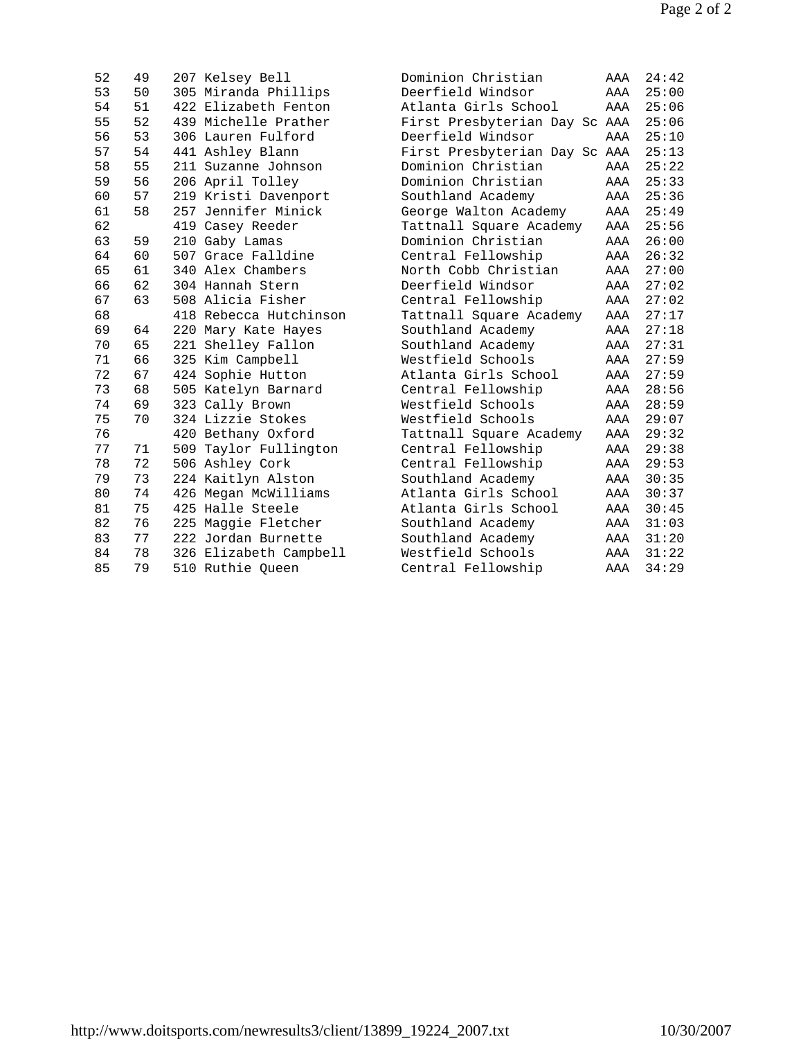| | | | | | |
|---|---|---|---|---|---|
| 52 | 49 | 207 Kelsey Bell | Dominion Christian | AAA | 24:42 |
| 53 | 50 | 305 Miranda Phillips | Deerfield Windsor | AAA | 25:00 |
| 54 | 51 | 422 Elizabeth Fenton | Atlanta Girls School | AAA | 25:06 |
| 55 | 52 | 439 Michelle Prather | First Presbyterian Day Sc | AAA | 25:06 |
| 56 | 53 | 306 Lauren Fulford | Deerfield Windsor | AAA | 25:10 |
| 57 | 54 | 441 Ashley Blann | First Presbyterian Day Sc | AAA | 25:13 |
| 58 | 55 | 211 Suzanne Johnson | Dominion Christian | AAA | 25:22 |
| 59 | 56 | 206 April Tolley | Dominion Christian | AAA | 25:33 |
| 60 | 57 | 219 Kristi Davenport | Southland Academy | AAA | 25:36 |
| 61 | 58 | 257 Jennifer Minick | George Walton Academy | AAA | 25:49 |
| 62 | | 419 Casey Reeder | Tattnall Square Academy | AAA | 25:56 |
| 63 | 59 | 210 Gaby Lamas | Dominion Christian | AAA | 26:00 |
| 64 | 60 | 507 Grace Falldine | Central Fellowship | AAA | 26:32 |
| 65 | 61 | 340 Alex Chambers | North Cobb Christian | AAA | 27:00 |
| 66 | 62 | 304 Hannah Stern | Deerfield Windsor | AAA | 27:02 |
| 67 | 63 | 508 Alicia Fisher | Central Fellowship | AAA | 27:02 |
| 68 | | 418 Rebecca Hutchinson | Tattnall Square Academy | AAA | 27:17 |
| 69 | 64 | 220 Mary Kate Hayes | Southland Academy | AAA | 27:18 |
| 70 | 65 | 221 Shelley Fallon | Southland Academy | AAA | 27:31 |
| 71 | 66 | 325 Kim Campbell | Westfield Schools | AAA | 27:59 |
| 72 | 67 | 424 Sophie Hutton | Atlanta Girls School | AAA | 27:59 |
| 73 | 68 | 505 Katelyn Barnard | Central Fellowship | AAA | 28:56 |
| 74 | 69 | 323 Cally Brown | Westfield Schools | AAA | 28:59 |
| 75 | 70 | 324 Lizzie Stokes | Westfield Schools | AAA | 29:07 |
| 76 | | 420 Bethany Oxford | Tattnall Square Academy | AAA | 29:32 |
| 77 | 71 | 509 Taylor Fullington | Central Fellowship | AAA | 29:38 |
| 78 | 72 | 506 Ashley Cork | Central Fellowship | AAA | 29:53 |
| 79 | 73 | 224 Kaitlyn Alston | Southland Academy | AAA | 30:35 |
| 80 | 74 | 426 Megan McWilliams | Atlanta Girls School | AAA | 30:37 |
| 81 | 75 | 425 Halle Steele | Atlanta Girls School | AAA | 30:45 |
| 82 | 76 | 225 Maggie Fletcher | Southland Academy | AAA | 31:03 |
| 83 | 77 | 222 Jordan Burnette | Southland Academy | AAA | 31:20 |
| 84 | 78 | 326 Elizabeth Campbell | Westfield Schools | AAA | 31:22 |
| 85 | 79 | 510 Ruthie Queen | Central Fellowship | AAA | 34:29 |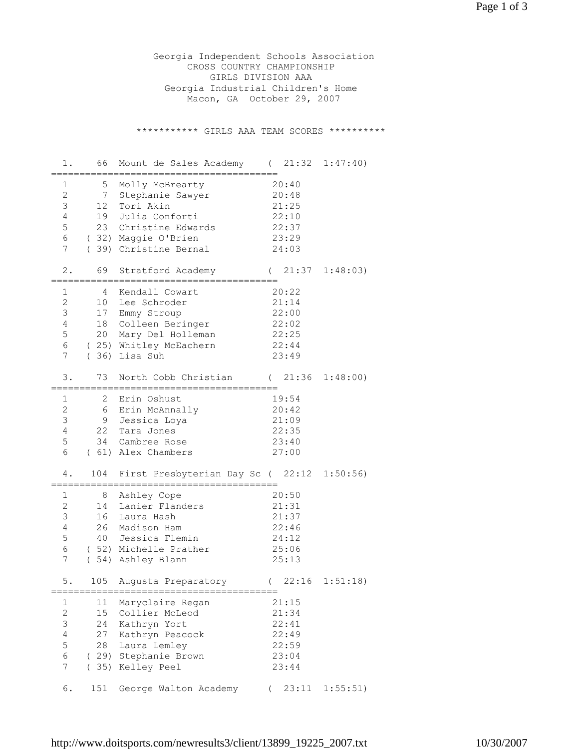Georgia Independent Schools Association
CROSS COUNTRY CHAMPIONSHIP
GIRLS DIVISION AAA
Georgia Industrial Children's Home
Macon, GA October 29, 2007

*********** GIRLS AAA TEAM SCORES **********

```
  1.    66  Mount de Sales Academy    (  21:32  1:47:40)
========================================
  1      5  Molly McBrearty           20:40
  2      7  Stephanie Sawyer          20:48
  3     12  Tori Akin                 21:25
  4     19  Julia Conforti            22:10
  5     23  Christine Edwards         22:37
  6   ( 32) Maggie O'Brien            23:29
  7   ( 39) Christine Bernal          24:03

  2.    69  Stratford Academy         (  21:37  1:48:03)
========================================
  1      4  Kendall Cowart            20:22
  2     10  Lee Schroder              21:14
  3     17  Emmy Stroup               22:00
  4     18  Colleen Beringer          22:02
  5     20  Mary Del Holleman         22:25
  6   ( 25) Whitley McEachern         22:44
  7   ( 36) Lisa Suh                  23:49

  3.    73  North Cobb Christian      (  21:36  1:48:00)
========================================
  1      2  Erin Oshust               19:54
  2      6  Erin McAnnally            20:42
  3      9  Jessica Loya              21:09
  4     22  Tara Jones                22:35
  5     34  Cambree Rose              23:40
  6   ( 61) Alex Chambers             27:00

  4.   104  First Presbyterian Day Sc (  22:12  1:50:56)
========================================
  1      8  Ashley Cope               20:50
  2     14  Lanier Flanders           21:31
  3     16  Laura Hash                21:37
  4     26  Madison Ham               22:46
  5     40  Jessica Flemin            24:12
  6   ( 52) Michelle Prather          25:06
  7   ( 54) Ashley Blann              25:13

  5.   105  Augusta Preparatory       (  22:16  1:51:18)
========================================
  1     11  Maryclaire Regan          21:15
  2     15  Collier McLeod            21:34
  3     24  Kathryn Yort              22:41
  4     27  Kathryn Peacock           22:49
  5     28  Laura Lemley              22:59
  6   ( 29) Stephanie Brown           23:04
  7   ( 35) Kelley Peel               23:44

  6.   151  George Walton Academy     (  23:11  1:55:51)
```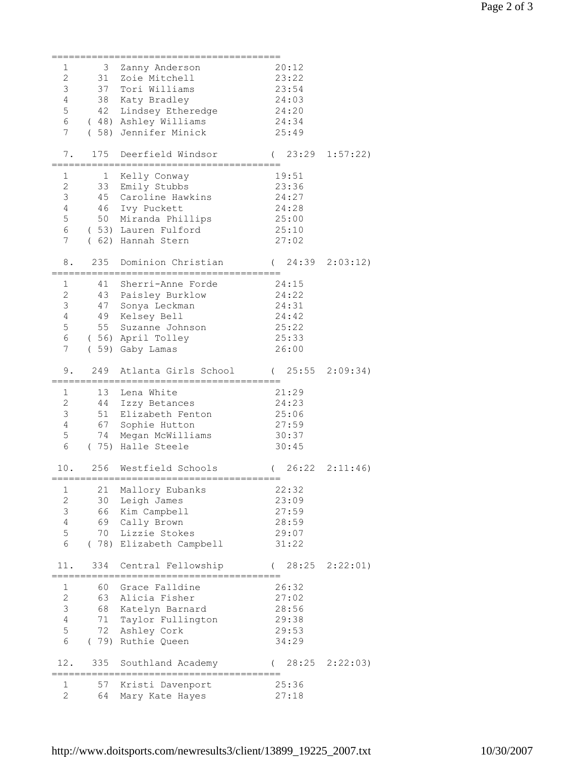```
=========================================
  1       3  Zanny Anderson             20:12
  2      31  Zoie Mitchell              23:22
  3      37  Tori Williams              23:54
  4      38  Katy Bradley               24:03
  5      42  Lindsey Etheredge          24:20
  6    ( 48) Ashley Williams            24:34
  7    ( 58) Jennifer Minick            25:49

  7.    175  Deerfield Windsor         (  23:29  1:57:22)
=========================================
  1       1  Kelly Conway               19:51
  2      33  Emily Stubbs               23:36
  3      45  Caroline Hawkins           24:27
  4      46  Ivy Puckett                24:28
  5      50  Miranda Phillips           25:00
  6    ( 53) Lauren Fulford             25:10
  7    ( 62) Hannah Stern               27:02

  8.    235  Dominion Christian        (  24:39  2:03:12)
=========================================
  1      41  Sherri-Anne Forde          24:15
  2      43  Paisley Burklow            24:22
  3      47  Sonya Leckman              24:31
  4      49  Kelsey Bell                24:42
  5      55  Suzanne Johnson            25:22
  6    ( 56) April Tolley               25:33
  7    ( 59) Gaby Lamas                 26:00

  9.    249  Atlanta Girls School      (  25:55  2:09:34)
=========================================
  1      13  Lena White                 21:29
  2      44  Izzy Betances              24:23
  3      51  Elizabeth Fenton           25:06
  4      67  Sophie Hutton              27:59
  5      74  Megan McWilliams           30:37
  6    ( 75) Halle Steele               30:45

 10.    256  Westfield Schools         (  26:22  2:11:46)
=========================================
  1      21  Mallory Eubanks            22:32
  2      30  Leigh James                23:09
  3      66  Kim Campbell               27:59
  4      69  Cally Brown                28:59
  5      70  Lizzie Stokes              29:07
  6    ( 78) Elizabeth Campbell         31:22

 11.    334  Central Fellowship        (  28:25  2:22:01)
=========================================
  1      60  Grace Falldine             26:32
  2      63  Alicia Fisher              27:02
  3      68  Katelyn Barnard            28:56
  4      71  Taylor Fullington          29:38
  5      72  Ashley Cork                29:53
  6    ( 79) Ruthie Queen               34:29

 12.    335  Southland Academy         (  28:25  2:22:03)
=========================================
  1      57  Kristi Davenport           25:36
  2      64  Mary Kate Hayes            27:18
```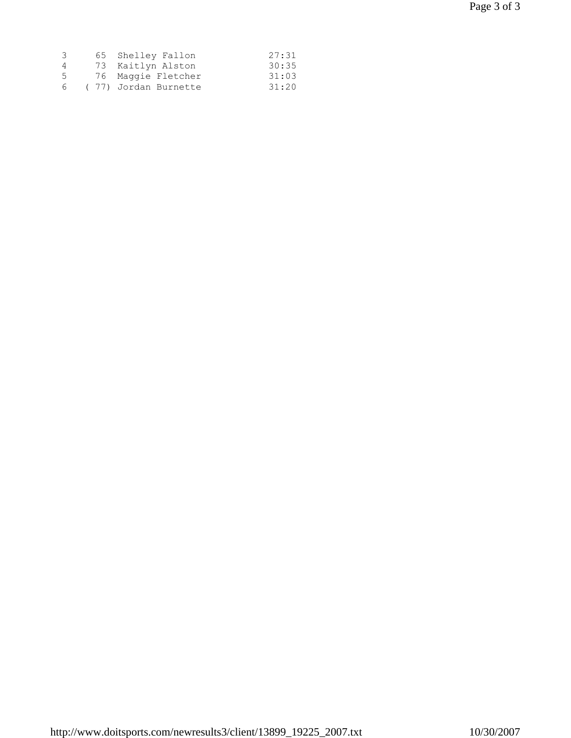```
 3      65  Shelley Fallon              27:31
 4      73  Kaitlyn Alston              30:35
 5      76  Maggie Fletcher             31:03
 6    ( 77) Jordan Burnette             31:20
```